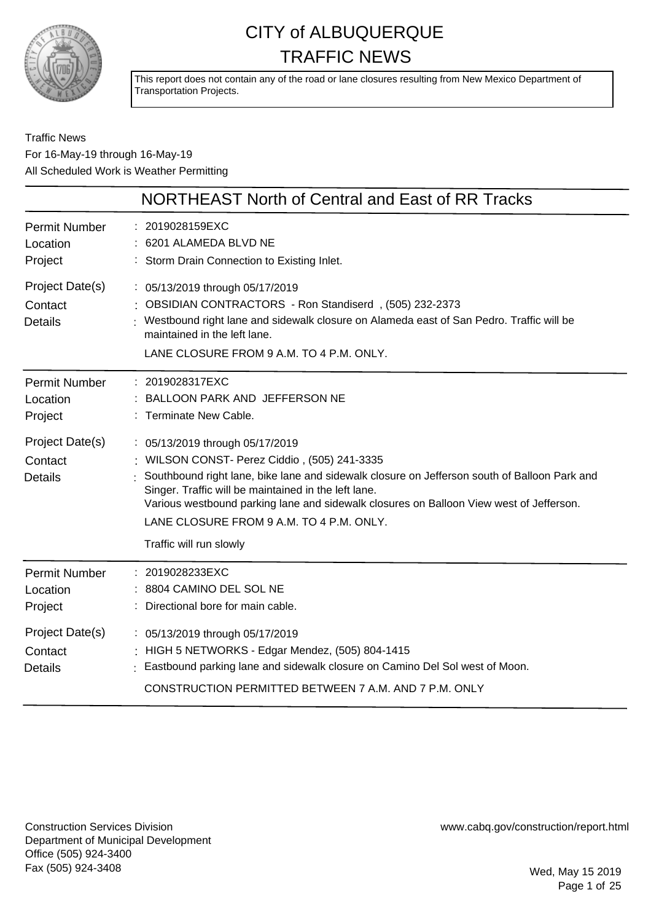# CITY of ALBUQUERQUE TRAFFIC NEWS

This report does not contain any of the road or lane closures resulting from New Mexico Department of Transportation Projects.

Traffic News
For 16-May-19 through 16-May-19
All Scheduled Work is Weather Permitting

## NORTHEAST North of Central and East of RR Tracks

| | |
|---|---|
| Permit Number | : 2019028159EXC |
| Location | : 6201 ALAMEDA BLVD NE |
| Project | : Storm Drain Connection to Existing Inlet. |
| Project Date(s) | : 05/13/2019 through 05/17/2019 |
| Contact | : OBSIDIAN CONTRACTORS - Ron Standiserd , (505) 232-2373 |
| Details | : Westbound right lane and sidewalk closure on Alameda east of San Pedro. Traffic will be maintained in the left lane. LANE CLOSURE FROM 9 A.M. TO 4 P.M. ONLY. |

| | |
|---|---|
| Permit Number | : 2019028317EXC |
| Location | : BALLOON PARK AND JEFFERSON NE |
| Project | : Terminate New Cable. |
| Project Date(s) | : 05/13/2019 through 05/17/2019 |
| Contact | : WILSON CONST- Perez Ciddio , (505) 241-3335 |
| Details | : Southbound right lane, bike lane and sidewalk closure on Jefferson south of Balloon Park and Singer. Traffic will be maintained in the left lane. Various westbound parking lane and sidewalk closures on Balloon View west of Jefferson. LANE CLOSURE FROM 9 A.M. TO 4 P.M. ONLY. Traffic will run slowly |

| | |
|---|---|
| Permit Number | : 2019028233EXC |
| Location | : 8804 CAMINO DEL SOL NE |
| Project | : Directional bore for main cable. |
| Project Date(s) | : 05/13/2019 through 05/17/2019 |
| Contact | : HIGH 5 NETWORKS - Edgar Mendez, (505) 804-1415 |
| Details | : Eastbound parking lane and sidewalk closure on Camino Del Sol west of Moon. CONSTRUCTION PERMITTED BETWEEN 7 A.M. AND 7 P.M. ONLY |

Construction Services Division
Department of Municipal Development
Office (505) 924-3400
Fax (505) 924-3408

www.cabq.gov/construction/report.html

Wed, May 15 2019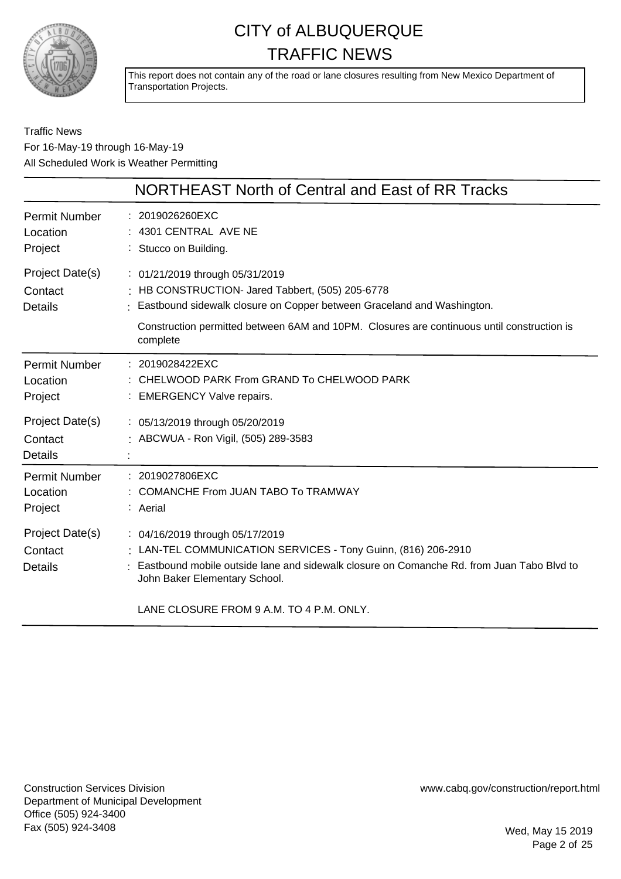# CITY of ALBUQUERQUE TRAFFIC NEWS

This report does not contain any of the road or lane closures resulting from New Mexico Department of Transportation Projects.

Traffic News
For 16-May-19 through 16-May-19
All Scheduled Work is Weather Permitting

## NORTHEAST North of Central and East of RR Tracks

| | |
|---|---|
| Permit Number | : 2019026260EXC |
| Location | : 4301 CENTRAL AVE NE |
| Project | : Stucco on Building. |
| Project Date(s) | : 01/21/2019 through 05/31/2019 |
| Contact | : HB CONSTRUCTION- Jared Tabbert, (505) 205-6778 |
| Details | : Eastbound sidewalk closure on Copper between Graceland and Washington. Construction permitted between 6AM and 10PM. Closures are continuous until construction is complete |

| | |
|---|---|
| Permit Number | : 2019028422EXC |
| Location | : CHELWOOD PARK From GRAND To CHELWOOD PARK |
| Project | : EMERGENCY Valve repairs. |
| Project Date(s) | : 05/13/2019 through 05/20/2019 |
| Contact | : ABCWUA - Ron Vigil, (505) 289-3583 |
| Details | : |

| | |
|---|---|
| Permit Number | : 2019027806EXC |
| Location | : COMANCHE From JUAN TABO To TRAMWAY |
| Project | : Aerial |
| Project Date(s) | : 04/16/2019 through 05/17/2019 |
| Contact | : LAN-TEL COMMUNICATION SERVICES - Tony Guinn, (816) 206-2910 |
| Details | : Eastbound mobile outside lane and sidewalk closure on Comanche Rd. from Juan Tabo Blvd to John Baker Elementary School. LANE CLOSURE FROM 9 A.M. TO 4 P.M. ONLY. |

Construction Services Division
Department of Municipal Development
Office (505) 924-3400
Fax (505) 924-3408

www.cabq.gov/construction/report.html

Wed, May 15 2019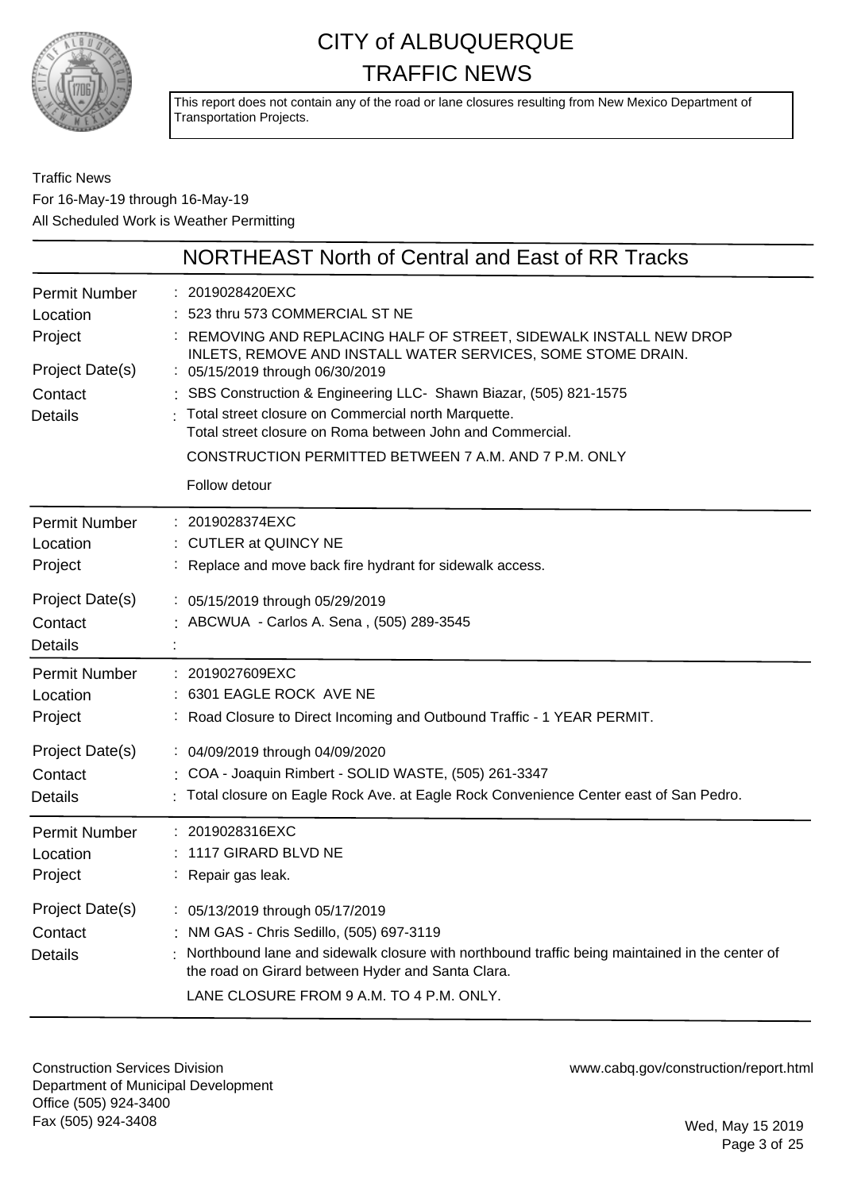# CITY of ALBUQUERQUE TRAFFIC NEWS

This report does not contain any of the road or lane closures resulting from New Mexico Department of Transportation Projects.

Traffic News
For 16-May-19 through 16-May-19
All Scheduled Work is Weather Permitting

## NORTHEAST North of Central and East of RR Tracks

| | |
|---|---|
| Permit Number | : 2019028420EXC |
| Location | : 523 thru 573 COMMERCIAL ST NE |
| Project | : REMOVING AND REPLACING HALF OF STREET, SIDEWALK INSTALL NEW DROP INLETS, REMOVE AND INSTALL WATER SERVICES, SOME STOME DRAIN. |
| Project Date(s) | : 05/15/2019 through 06/30/2019 |
| Contact | : SBS Construction & Engineering LLC- Shawn Biazar, (505) 821-1575 |
| Details | : Total street closure on Commercial north Marquette. Total street closure on Roma between John and Commercial. CONSTRUCTION PERMITTED BETWEEN 7 A.M. AND 7 P.M. ONLY Follow detour |

| | |
|---|---|
| Permit Number | : 2019028374EXC |
| Location | : CUTLER at QUINCY NE |
| Project | : Replace and move back fire hydrant for sidewalk access. |
| Project Date(s) | : 05/15/2019 through 05/29/2019 |
| Contact | : ABCWUA - Carlos A. Sena , (505) 289-3545 |
| Details | : |

| | |
|---|---|
| Permit Number | : 2019027609EXC |
| Location | : 6301 EAGLE ROCK AVE NE |
| Project | : Road Closure to Direct Incoming and Outbound Traffic - 1 YEAR PERMIT. |
| Project Date(s) | : 04/09/2019 through 04/09/2020 |
| Contact | : COA - Joaquin Rimbert - SOLID WASTE, (505) 261-3347 |
| Details | : Total closure on Eagle Rock Ave. at Eagle Rock Convenience Center east of San Pedro. |

| | |
|---|---|
| Permit Number | : 2019028316EXC |
| Location | : 1117 GIRARD BLVD NE |
| Project | : Repair gas leak. |
| Project Date(s) | : 05/13/2019 through 05/17/2019 |
| Contact | : NM GAS - Chris Sedillo, (505) 697-3119 |
| Details | : Northbound lane and sidewalk closure with northbound traffic being maintained in the center of the road on Girard between Hyder and Santa Clara. LANE CLOSURE FROM 9 A.M. TO 4 P.M. ONLY. |

Construction Services Division
Department of Municipal Development
Office (505) 924-3400
Fax (505) 924-3408

www.cabq.gov/construction/report.html

Wed, May 15 2019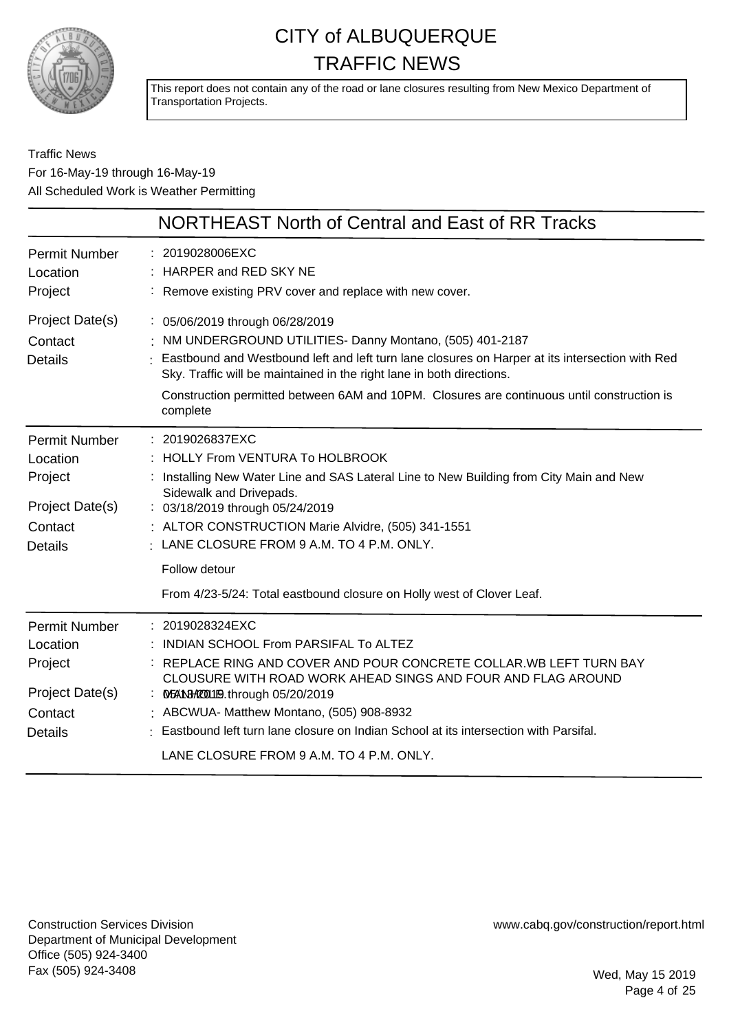# CITY of ALBUQUERQUE
# TRAFFIC NEWS

This report does not contain any of the road or lane closures resulting from New Mexico Department of Transportation Projects.

Traffic News
For 16-May-19 through 16-May-19
All Scheduled Work is Weather Permitting

## NORTHEAST North of Central and East of RR Tracks

| | |
|---|---|
| Permit Number | : 2019028006EXC |
| Location | : HARPER and RED SKY NE |
| Project | : Remove existing PRV cover and replace with new cover. |
| Project Date(s) | : 05/06/2019 through 06/28/2019 |
| Contact | : NM UNDERGROUND UTILITIES- Danny Montano, (505) 401-2187 |
| Details | : Eastbound and Westbound left and left turn lane closures on Harper at its intersection with Red Sky. Traffic will be maintained in the right lane in both directions.<br><br>Construction permitted between 6AM and 10PM. Closures are continuous until construction is complete |

| | |
|---|---|
| Permit Number | : 2019026837EXC |
| Location | : HOLLY From VENTURA To HOLBROOK |
| Project | : Installing New Water Line and SAS Lateral Line to New Building from City Main and New Sidewalk and Drivepads. |
| Project Date(s) | : 03/18/2019 through 05/24/2019 |
| Contact | : ALTOR CONSTRUCTION Marie Alvidre, (505) 341-1551 |
| Details | : LANE CLOSURE FROM 9 A.M. TO 4 P.M. ONLY.<br><br>Follow detour<br><br>From 4/23-5/24: Total eastbound closure on Holly west of Clover Leaf. |

| | |
|---|---|
| Permit Number | : 2019028324EXC |
| Location | : INDIAN SCHOOL From PARSIFAL To ALTEZ |
| Project | : REPLACE RING AND COVER AND POUR CONCRETE COLLAR.WB LEFT TURN BAY CLOUSURE WITH ROAD WORK AHEAD SINGS AND FOUR AND FLAG AROUND |
| Project Date(s) | : 05/13/2019 through 05/20/2019 |
| Contact | : ABCWUA- Matthew Montano, (505) 908-8932 |
| Details | : Eastbound left turn lane closure on Indian School at its intersection with Parsifal.<br><br>LANE CLOSURE FROM 9 A.M. TO 4 P.M. ONLY. |

Construction Services Division
Department of Municipal Development
Office (505) 924-3400
Fax (505) 924-3408

www.cabq.gov/construction/report.html

Wed, May 15 2019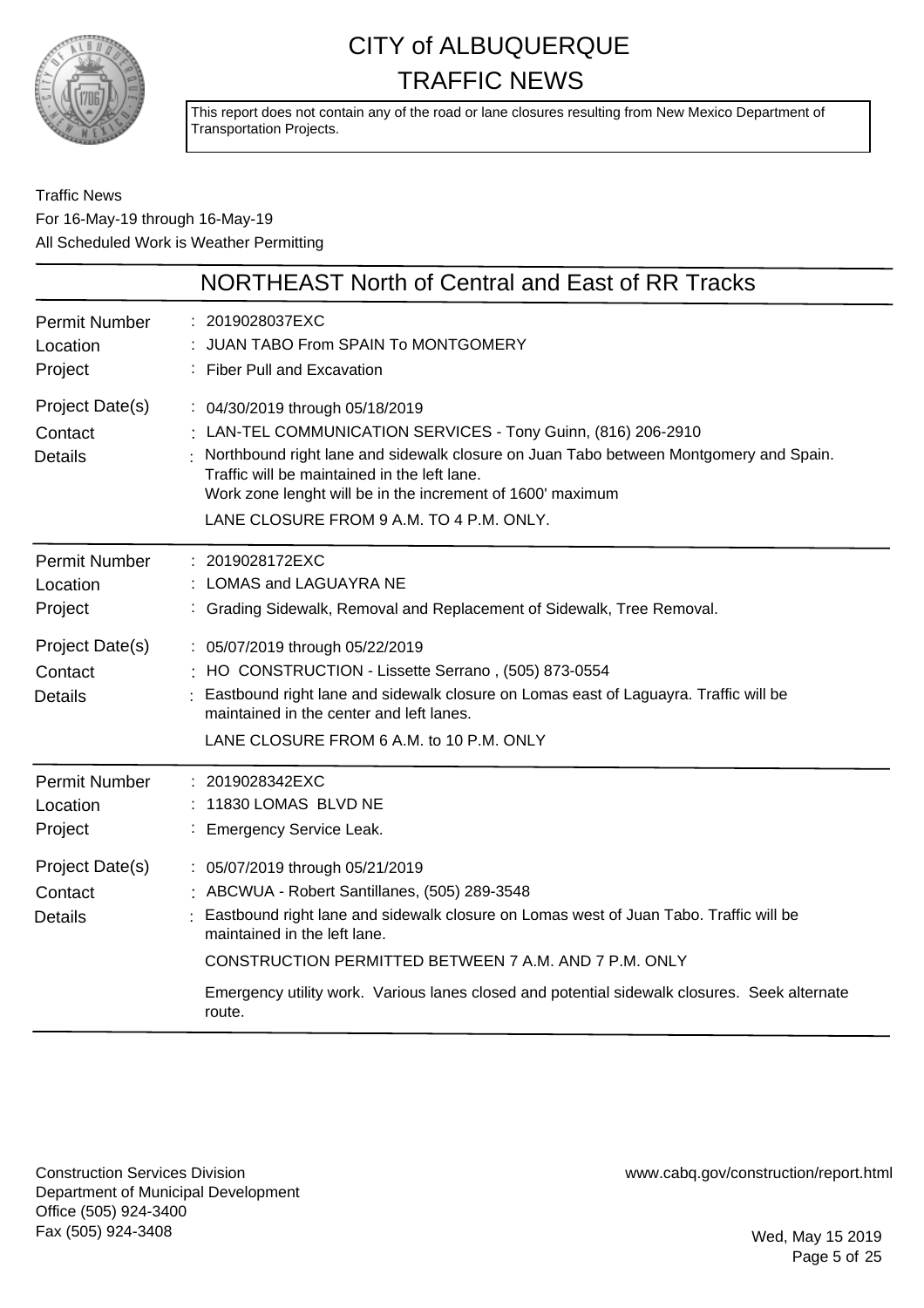# CITY of ALBUQUERQUE TRAFFIC NEWS

This report does not contain any of the road or lane closures resulting from New Mexico Department of Transportation Projects.

Traffic News
For 16-May-19 through 16-May-19
All Scheduled Work is Weather Permitting

## NORTHEAST North of Central and East of RR Tracks

| | |
|---|---|
| Permit Number | 2019028037EXC |
| Location | JUAN TABO From SPAIN To MONTGOMERY |
| Project | Fiber Pull and Excavation |
| Project Date(s) | 04/30/2019 through 05/18/2019 |
| Contact | LAN-TEL COMMUNICATION SERVICES - Tony Guinn, (816) 206-2910 |
| Details | Northbound right lane and sidewalk closure on Juan Tabo between Montgomery and Spain. Traffic will be maintained in the left lane. Work zone lenght will be in the increment of 1600' maximum<br>LANE CLOSURE FROM 9 A.M. TO 4 P.M. ONLY. |

| | |
|---|---|
| Permit Number | 2019028172EXC |
| Location | LOMAS and LAGUAYRA NE |
| Project | Grading Sidewalk, Removal and Replacement of Sidewalk, Tree Removal. |
| Project Date(s) | 05/07/2019 through 05/22/2019 |
| Contact | HO CONSTRUCTION - Lissette Serrano , (505) 873-0554 |
| Details | Eastbound right lane and sidewalk closure on Lomas east of Laguayra. Traffic will be maintained in the center and left lanes.<br>LANE CLOSURE FROM 6 A.M. to 10 P.M. ONLY |

| | |
|---|---|
| Permit Number | 2019028342EXC |
| Location | 11830 LOMAS BLVD NE |
| Project | Emergency Service Leak. |
| Project Date(s) | 05/07/2019 through 05/21/2019 |
| Contact | ABCWUA - Robert Santillanes, (505) 289-3548 |
| Details | Eastbound right lane and sidewalk closure on Lomas west of Juan Tabo. Traffic will be maintained in the left lane.<br>CONSTRUCTION PERMITTED BETWEEN 7 A.M. AND 7 P.M. ONLY<br>Emergency utility work. Various lanes closed and potential sidewalk closures. Seek alternate route. |

Construction Services Division
Department of Municipal Development
Office (505) 924-3400
Fax (505) 924-3408

www.cabq.gov/construction/report.html

Wed, May 15 2019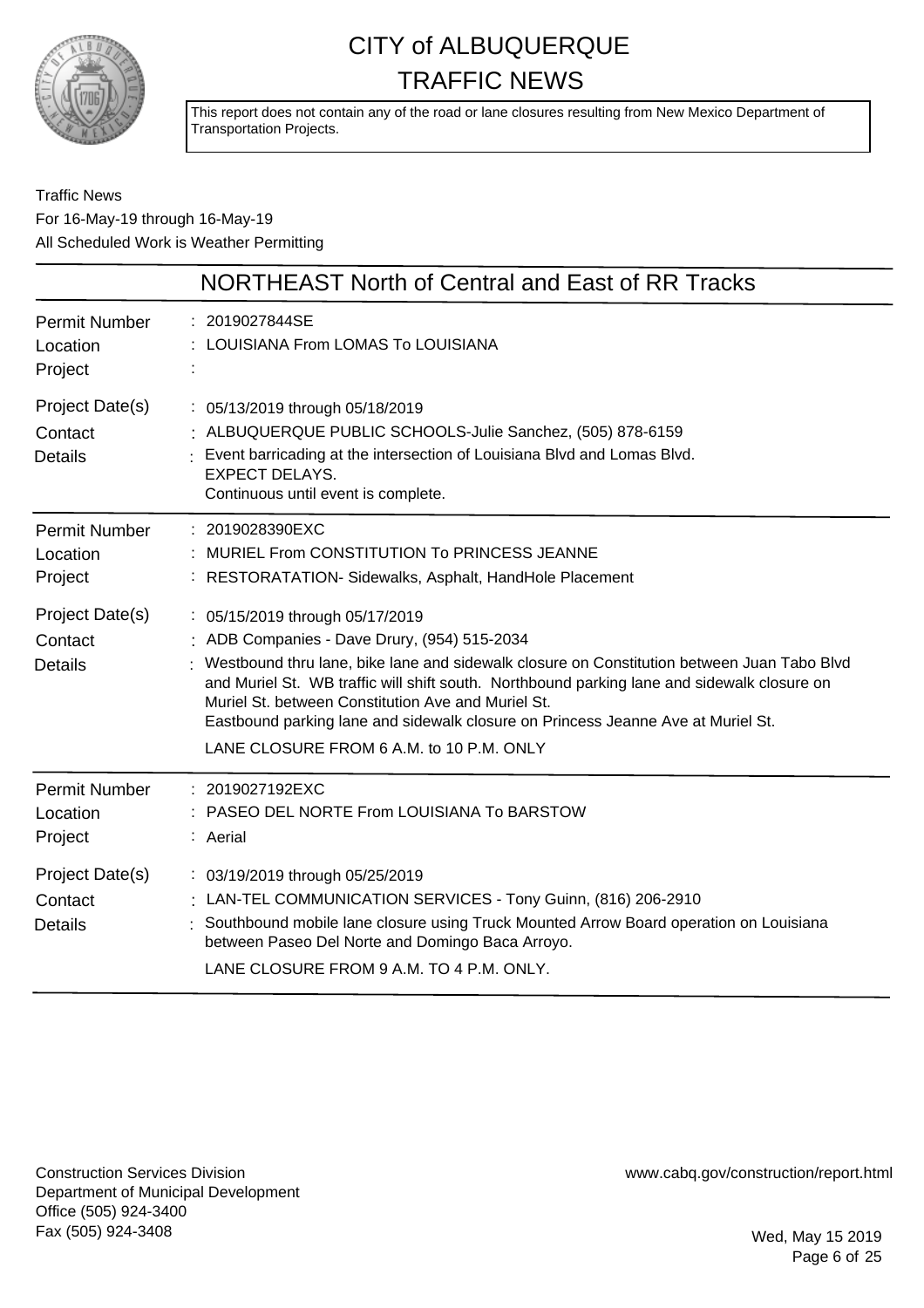# CITY of ALBUQUERQUE
# TRAFFIC NEWS

This report does not contain any of the road or lane closures resulting from New Mexico Department of Transportation Projects.

Traffic News
For 16-May-19 through 16-May-19
All Scheduled Work is Weather Permitting

## NORTHEAST North of Central and East of RR Tracks

| | |
|---|---|
| Permit Number | : 2019027844SE |
| Location | : LOUISIANA From LOMAS To LOUISIANA |
| Project | : |
| Project Date(s) | : 05/13/2019 through 05/18/2019 |
| Contact | : ALBUQUERQUE PUBLIC SCHOOLS-Julie Sanchez, (505) 878-6159 |
| Details | : Event barricading at the intersection of Louisiana Blvd and Lomas Blvd. EXPECT DELAYS. Continuous until event is complete. |

| | |
|---|---|
| Permit Number | : 2019028390EXC |
| Location | : MURIEL From CONSTITUTION To PRINCESS JEANNE |
| Project | : RESTORATATION- Sidewalks, Asphalt, HandHole Placement |
| Project Date(s) | : 05/15/2019 through 05/17/2019 |
| Contact | : ADB Companies - Dave Drury, (954) 515-2034 |
| Details | : Westbound thru lane, bike lane and sidewalk closure on Constitution between Juan Tabo Blvd and Muriel St. WB traffic will shift south. Northbound parking lane and sidewalk closure on Muriel St. between Constitution Ave and Muriel St. Eastbound parking lane and sidewalk closure on Princess Jeanne Ave at Muriel St. LANE CLOSURE FROM 6 A.M. to 10 P.M. ONLY |

| | |
|---|---|
| Permit Number | : 2019027192EXC |
| Location | : PASEO DEL NORTE From LOUISIANA To BARSTOW |
| Project | : Aerial |
| Project Date(s) | : 03/19/2019 through 05/25/2019 |
| Contact | : LAN-TEL COMMUNICATION SERVICES - Tony Guinn, (816) 206-2910 |
| Details | : Southbound mobile lane closure using Truck Mounted Arrow Board operation on Louisiana between Paseo Del Norte and Domingo Baca Arroyo. LANE CLOSURE FROM 9 A.M. TO 4 P.M. ONLY. |

Construction Services Division
Department of Municipal Development
Office (505) 924-3400
Fax (505) 924-3408

www.cabq.gov/construction/report.html

Wed, May 15 2019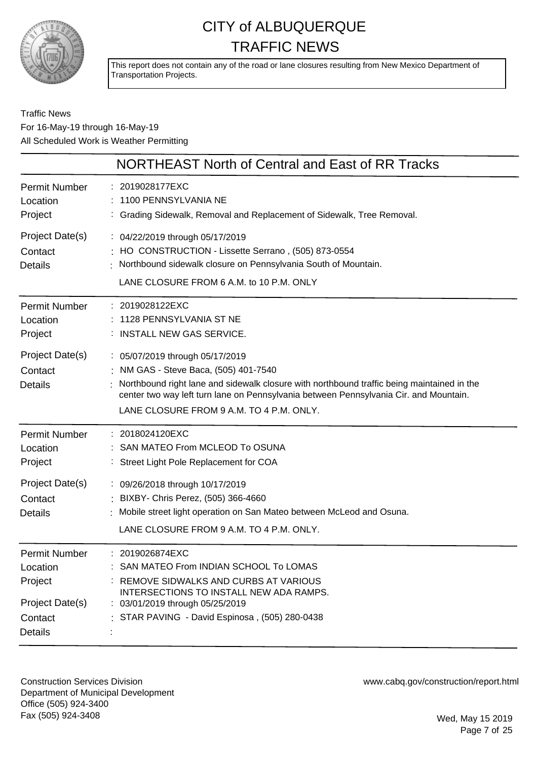# CITY of ALBUQUERQUE TRAFFIC NEWS

This report does not contain any of the road or lane closures resulting from New Mexico Department of Transportation Projects.

Traffic News
For 16-May-19 through 16-May-19
All Scheduled Work is Weather Permitting

## NORTHEAST North of Central and East of RR Tracks

| | |
|---|---|
| Permit Number | : 2019028177EXC |
| Location | : 1100 PENNSYLVANIA NE |
| Project | : Grading Sidewalk, Removal and Replacement of Sidewalk, Tree Removal. |
| Project Date(s) | : 04/22/2019 through 05/17/2019 |
| Contact | : HO CONSTRUCTION - Lissette Serrano , (505) 873-0554 |
| Details | : Northbound sidewalk closure on Pennsylvania South of Mountain. LANE CLOSURE FROM 6 A.M. to 10 P.M. ONLY |

| | |
|---|---|
| Permit Number | : 2019028122EXC |
| Location | : 1128 PENNSYLVANIA ST NE |
| Project | : INSTALL NEW GAS SERVICE. |
| Project Date(s) | : 05/07/2019 through 05/17/2019 |
| Contact | : NM GAS - Steve Baca, (505) 401-7540 |
| Details | : Northbound right lane and sidewalk closure with northbound traffic being maintained in the center two way left turn lane on Pennsylvania between Pennsylvania Cir. and Mountain. LANE CLOSURE FROM 9 A.M. TO 4 P.M. ONLY. |

| | |
|---|---|
| Permit Number | : 2018024120EXC |
| Location | : SAN MATEO From MCLEOD To OSUNA |
| Project | : Street Light Pole Replacement for COA |
| Project Date(s) | : 09/26/2018 through 10/17/2019 |
| Contact | : BIXBY- Chris Perez, (505) 366-4660 |
| Details | : Mobile street light operation on San Mateo between McLeod and Osuna. LANE CLOSURE FROM 9 A.M. TO 4 P.M. ONLY. |

| | |
|---|---|
| Permit Number | : 2019026874EXC |
| Location | : SAN MATEO From INDIAN SCHOOL To LOMAS |
| Project | : REMOVE SIDWALKS AND CURBS AT VARIOUS INTERSECTIONS TO INSTALL NEW ADA RAMPS. |
| Project Date(s) | : 03/01/2019 through 05/25/2019 |
| Contact | : STAR PAVING - David Espinosa , (505) 280-0438 |
| Details | : |

Construction Services Division
Department of Municipal Development
Office (505) 924-3400
Fax (505) 924-3408

www.cabq.gov/construction/report.html

Wed, May 15 2019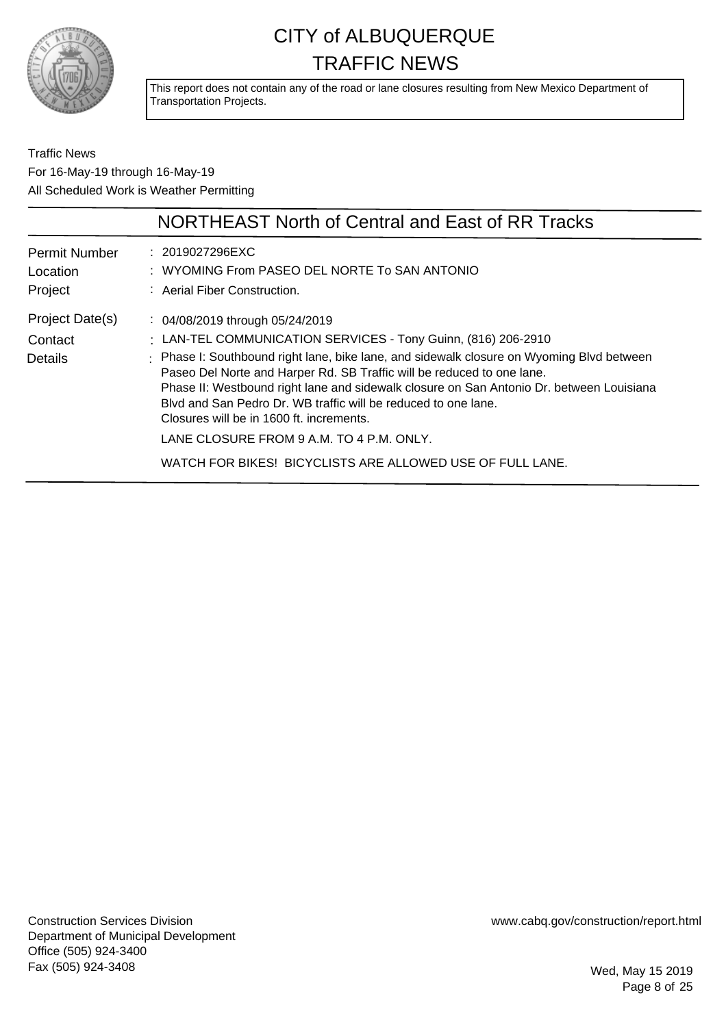# CITY of ALBUQUERQUE
# TRAFFIC NEWS

This report does not contain any of the road or lane closures resulting from New Mexico Department of Transportation Projects.

Traffic News
For 16-May-19 through 16-May-19
All Scheduled Work is Weather Permitting

## NORTHEAST North of Central and East of RR Tracks

| | |
|---|---|
| Permit Number | : 2019027296EXC |
| Location | : WYOMING From PASEO DEL NORTE To SAN ANTONIO |
| Project | : Aerial Fiber Construction. |
| Project Date(s) | : 04/08/2019 through 05/24/2019 |
| Contact | : LAN-TEL COMMUNICATION SERVICES - Tony Guinn, (816) 206-2910 |
| Details | : Phase I: Southbound right lane, bike lane, and sidewalk closure on Wyoming Blvd between Paseo Del Norte and Harper Rd. SB Traffic will be reduced to one lane. Phase II: Westbound right lane and sidewalk closure on San Antonio Dr. between Louisiana Blvd and San Pedro Dr. WB traffic will be reduced to one lane. Closures will be in 1600 ft. increments. LANE CLOSURE FROM 9 A.M. TO 4 P.M. ONLY. WATCH FOR BIKES! BICYCLISTS ARE ALLOWED USE OF FULL LANE. |

Construction Services Division
Department of Municipal Development
Office (505) 924-3400
Fax (505) 924-3408

www.cabq.gov/construction/report.html

Wed, May 15 2019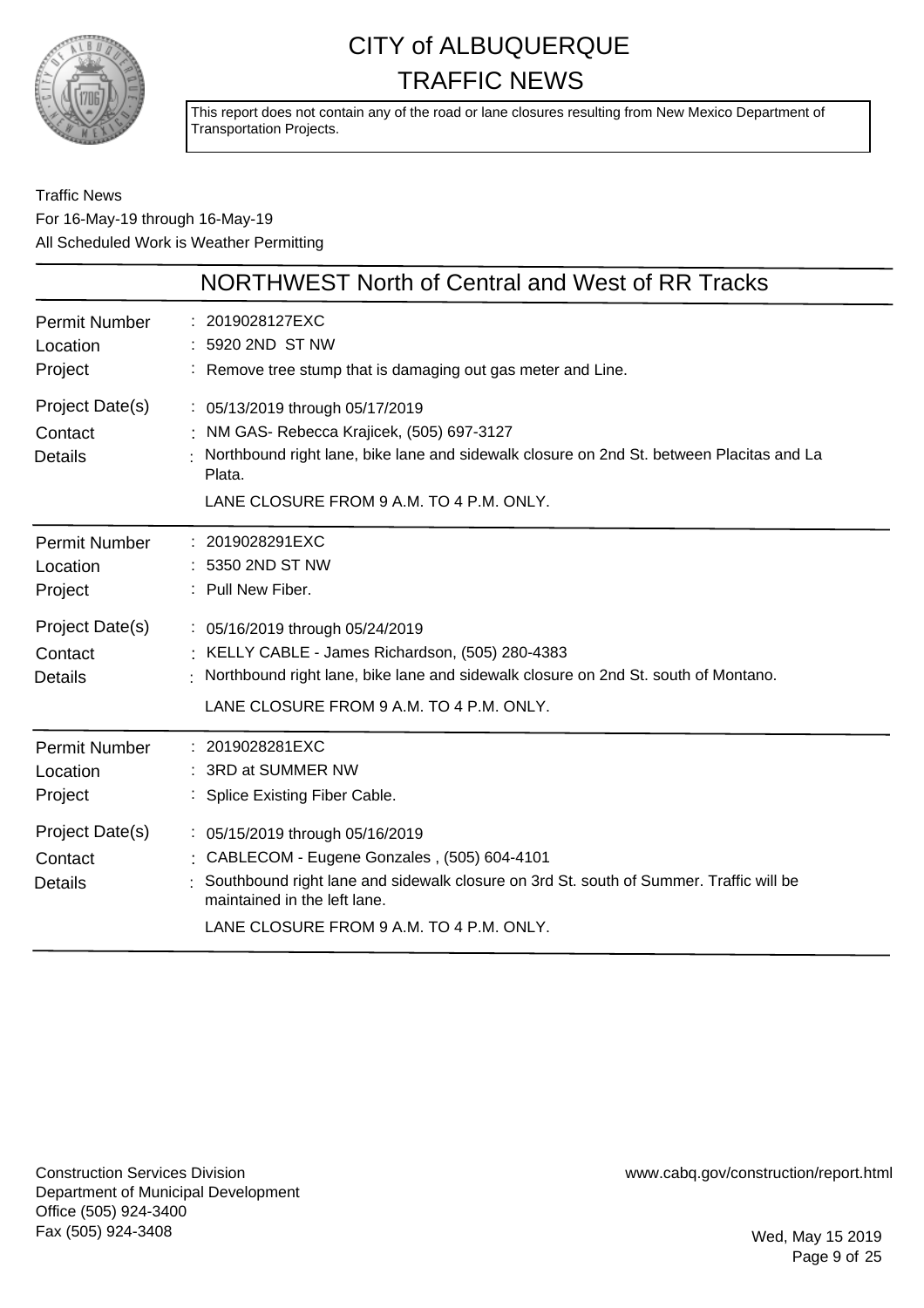# CITY of ALBUQUERQUE TRAFFIC NEWS

This report does not contain any of the road or lane closures resulting from New Mexico Department of Transportation Projects.

Traffic News
For 16-May-19 through 16-May-19
All Scheduled Work is Weather Permitting

## NORTHWEST North of Central and West of RR Tracks

| | |
|---|---|
| Permit Number | : 2019028127EXC |
| Location | : 5920 2ND ST NW |
| Project | : Remove tree stump that is damaging out gas meter and Line. |
| Project Date(s) | : 05/13/2019 through 05/17/2019 |
| Contact | : NM GAS- Rebecca Krajicek, (505) 697-3127 |
| Details | : Northbound right lane, bike lane and sidewalk closure on 2nd St. between Placitas and La Plata. LANE CLOSURE FROM 9 A.M. TO 4 P.M. ONLY. |

| | |
|---|---|
| Permit Number | : 2019028291EXC |
| Location | : 5350 2ND ST NW |
| Project | : Pull New Fiber. |
| Project Date(s) | : 05/16/2019 through 05/24/2019 |
| Contact | : KELLY CABLE - James Richardson, (505) 280-4383 |
| Details | : Northbound right lane, bike lane and sidewalk closure on 2nd St. south of Montano. LANE CLOSURE FROM 9 A.M. TO 4 P.M. ONLY. |

| | |
|---|---|
| Permit Number | : 2019028281EXC |
| Location | : 3RD at SUMMER NW |
| Project | : Splice Existing Fiber Cable. |
| Project Date(s) | : 05/15/2019 through 05/16/2019 |
| Contact | : CABLECOM - Eugene Gonzales , (505) 604-4101 |
| Details | : Southbound right lane and sidewalk closure on 3rd St. south of Summer. Traffic will be maintained in the left lane. LANE CLOSURE FROM 9 A.M. TO 4 P.M. ONLY. |

Construction Services Division
Department of Municipal Development
Office (505) 924-3400
Fax (505) 924-3408

www.cabq.gov/construction/report.html

Wed, May 15 2019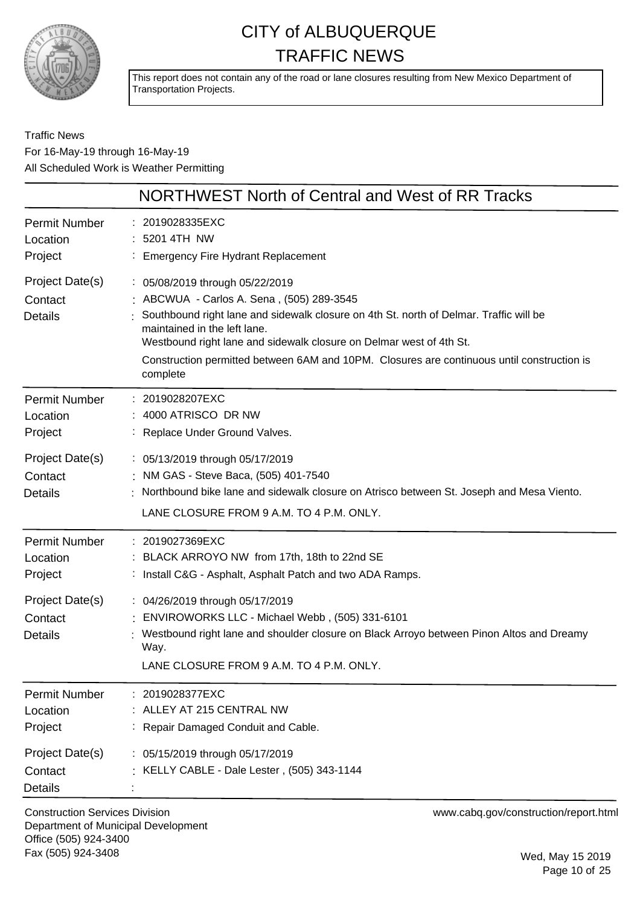# CITY of ALBUQUERQUE TRAFFIC NEWS

This report does not contain any of the road or lane closures resulting from New Mexico Department of Transportation Projects.

Traffic News
For 16-May-19 through 16-May-19
All Scheduled Work is Weather Permitting

## NORTHWEST North of Central and West of RR Tracks

| | |
|---|---|
| Permit Number | : 2019028335EXC |
| Location | : 5201 4TH NW |
| Project | : Emergency Fire Hydrant Replacement |
| Project Date(s) | : 05/08/2019 through 05/22/2019 |
| Contact | : ABCWUA - Carlos A. Sena , (505) 289-3545 |
| Details | : Southbound right lane and sidewalk closure on 4th St. north of Delmar. Traffic will be maintained in the left lane. Westbound right lane and sidewalk closure on Delmar west of 4th St. Construction permitted between 6AM and 10PM. Closures are continuous until construction is complete |

| | |
|---|---|
| Permit Number | : 2019028207EXC |
| Location | : 4000 ATRISCO DR NW |
| Project | : Replace Under Ground Valves. |
| Project Date(s) | : 05/13/2019 through 05/17/2019 |
| Contact | : NM GAS - Steve Baca, (505) 401-7540 |
| Details | : Northbound bike lane and sidewalk closure on Atrisco between St. Joseph and Mesa Viento. LANE CLOSURE FROM 9 A.M. TO 4 P.M. ONLY. |

| | |
|---|---|
| Permit Number | : 2019027369EXC |
| Location | : BLACK ARROYO NW from 17th, 18th to 22nd SE |
| Project | : Install C&G - Asphalt, Asphalt Patch and two ADA Ramps. |
| Project Date(s) | : 04/26/2019 through 05/17/2019 |
| Contact | : ENVIROWORKS LLC - Michael Webb , (505) 331-6101 |
| Details | : Westbound right lane and shoulder closure on Black Arroyo between Pinon Altos and Dreamy Way. LANE CLOSURE FROM 9 A.M. TO 4 P.M. ONLY. |

| | |
|---|---|
| Permit Number | : 2019028377EXC |
| Location | : ALLEY AT 215 CENTRAL NW |
| Project | : Repair Damaged Conduit and Cable. |
| Project Date(s) | : 05/15/2019 through 05/17/2019 |
| Contact | : KELLY CABLE - Dale Lester , (505) 343-1144 |
| Details | : |

Construction Services Division
Department of Municipal Development
Office (505) 924-3400
Fax (505) 924-3408

www.cabq.gov/construction/report.html

Wed, May 15 2019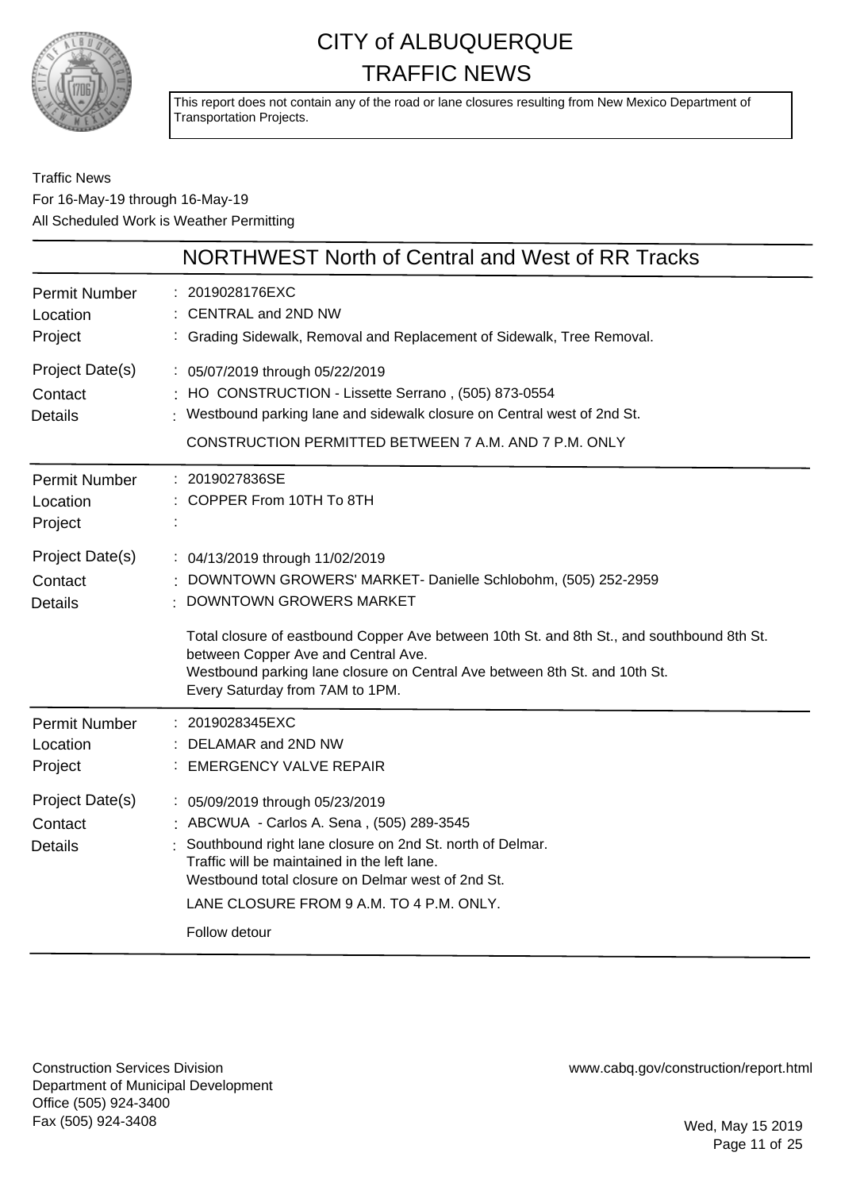# CITY of ALBUQUERQUE TRAFFIC NEWS

This report does not contain any of the road or lane closures resulting from New Mexico Department of Transportation Projects.

Traffic News
For 16-May-19 through 16-May-19
All Scheduled Work is Weather Permitting

## NORTHWEST North of Central and West of RR Tracks

**Permit Number** : 2019028176EXC
**Location** : CENTRAL and 2ND NW
**Project** : Grading Sidewalk, Removal and Replacement of Sidewalk, Tree Removal.

**Project Date(s)** : 05/07/2019 through 05/22/2019
**Contact** : HO CONSTRUCTION - Lissette Serrano , (505) 873-0554
**Details** : Westbound parking lane and sidewalk closure on Central west of 2nd St.

CONSTRUCTION PERMITTED BETWEEN 7 A.M. AND 7 P.M. ONLY

---

**Permit Number** : 2019027836SE
**Location** : COPPER From 10TH To 8TH
**Project** :

**Project Date(s)** : 04/13/2019 through 11/02/2019
**Contact** : DOWNTOWN GROWERS' MARKET- Danielle Schlobohm, (505) 252-2959
**Details** : DOWNTOWN GROWERS MARKET

Total closure of eastbound Copper Ave between 10th St. and 8th St., and southbound 8th St. between Copper Ave and Central Ave.
Westbound parking lane closure on Central Ave between 8th St. and 10th St.
Every Saturday from 7AM to 1PM.

---

**Permit Number** : 2019028345EXC
**Location** : DELAMAR and 2ND NW
**Project** : EMERGENCY VALVE REPAIR

**Project Date(s)** : 05/09/2019 through 05/23/2019
**Contact** : ABCWUA - Carlos A. Sena , (505) 289-3545
**Details** : Southbound right lane closure on 2nd St. north of Delmar.
Traffic will be maintained in the left lane.
Westbound total closure on Delmar west of 2nd St.

LANE CLOSURE FROM 9 A.M. TO 4 P.M. ONLY.

Follow detour

---

Construction Services Division
Department of Municipal Development
Office (505) 924-3400
Fax (505) 924-3408

www.cabq.gov/construction/report.html

Wed, May 15 2019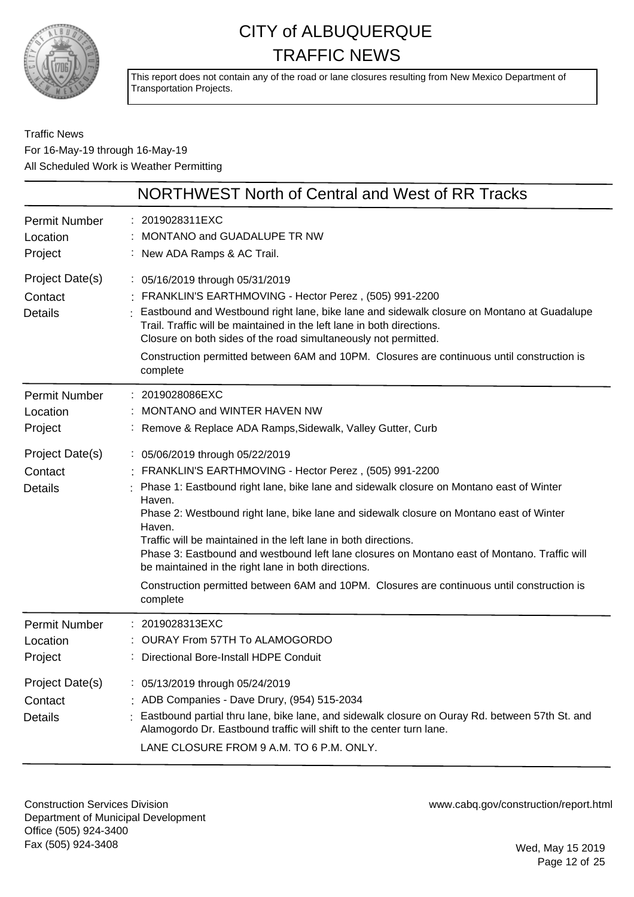# CITY of ALBUQUERQUE TRAFFIC NEWS

This report does not contain any of the road or lane closures resulting from New Mexico Department of Transportation Projects.

Traffic News
For 16-May-19 through 16-May-19
All Scheduled Work is Weather Permitting

## NORTHWEST North of Central and West of RR Tracks

| | |
|---|---|
| Permit Number | : 2019028311EXC |
| Location | : MONTANO and GUADALUPE TR NW |
| Project | : New ADA Ramps & AC Trail. |
| Project Date(s) | : 05/16/2019 through 05/31/2019 |
| Contact | : FRANKLIN'S EARTHMOVING - Hector Perez , (505) 991-2200 |
| Details | : Eastbound and Westbound right lane, bike lane and sidewalk closure on Montano at Guadalupe Trail. Traffic will be maintained in the left lane in both directions. Closure on both sides of the road simultaneously not permitted. Construction permitted between 6AM and 10PM. Closures are continuous until construction is complete |

| | |
|---|---|
| Permit Number | : 2019028086EXC |
| Location | : MONTANO and WINTER HAVEN NW |
| Project | : Remove & Replace ADA Ramps,Sidewalk, Valley Gutter, Curb |
| Project Date(s) | : 05/06/2019 through 05/22/2019 |
| Contact | : FRANKLIN'S EARTHMOVING - Hector Perez , (505) 991-2200 |
| Details | : Phase 1: Eastbound right lane, bike lane and sidewalk closure on Montano east of Winter Haven. Phase 2: Westbound right lane, bike lane and sidewalk closure on Montano east of Winter Haven. Traffic will be maintained in the left lane in both directions. Phase 3: Eastbound and westbound left lane closures on Montano east of Montano. Traffic will be maintained in the right lane in both directions. Construction permitted between 6AM and 10PM. Closures are continuous until construction is complete |

| | |
|---|---|
| Permit Number | : 2019028313EXC |
| Location | : OURAY From 57TH To ALAMOGORDO |
| Project | : Directional Bore-Install HDPE Conduit |
| Project Date(s) | : 05/13/2019 through 05/24/2019 |
| Contact | : ADB Companies - Dave Drury, (954) 515-2034 |
| Details | : Eastbound partial thru lane, bike lane, and sidewalk closure on Ouray Rd. between 57th St. and Alamogordo Dr. Eastbound traffic will shift to the center turn lane. LANE CLOSURE FROM 9 A.M. TO 6 P.M. ONLY. |

Construction Services Division
Department of Municipal Development
Office (505) 924-3400
Fax (505) 924-3408

www.cabq.gov/construction/report.html

Wed, May 15 2019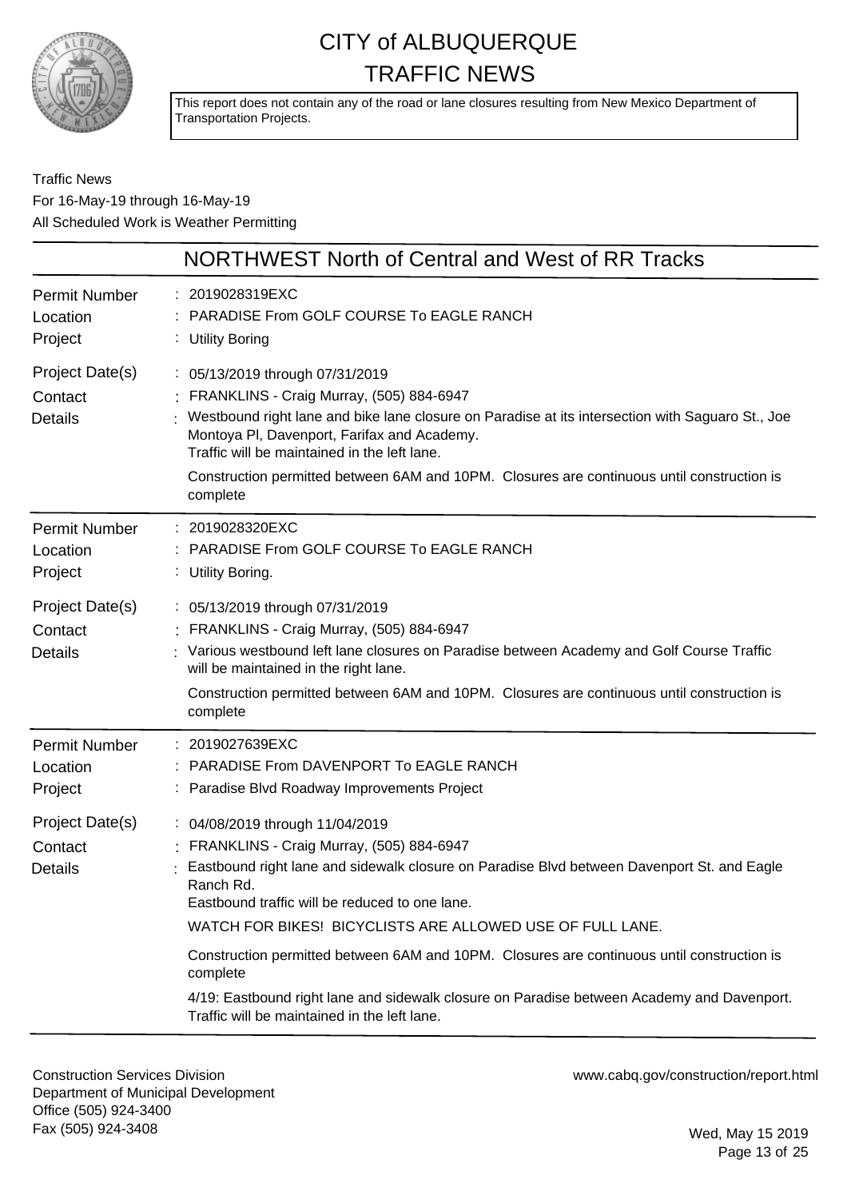# CITY of ALBUQUERQUE
# TRAFFIC NEWS

This report does not contain any of the road or lane closures resulting from New Mexico Department of Transportation Projects.

Traffic News
For 16-May-19 through 16-May-19
All Scheduled Work is Weather Permitting

## NORTHWEST North of Central and West of RR Tracks

| | |
|---|---|
| Permit Number | 2019028319EXC |
| Location | PARADISE From GOLF COURSE To EAGLE RANCH |
| Project | Utility Boring |
| Project Date(s) | 05/13/2019 through 07/31/2019 |
| Contact | FRANKLINS - Craig Murray, (505) 884-6947 |
| Details | Westbound right lane and bike lane closure on Paradise at its intersection with Saguaro St., Joe Montoya Pl, Davenport, Farifax and Academy. Traffic will be maintained in the left lane.<br><br>Construction permitted between 6AM and 10PM. Closures are continuous until construction is complete |

| | |
|---|---|
| Permit Number | 2019028320EXC |
| Location | PARADISE From GOLF COURSE To EAGLE RANCH |
| Project | Utility Boring. |
| Project Date(s) | 05/13/2019 through 07/31/2019 |
| Contact | FRANKLINS - Craig Murray, (505) 884-6947 |
| Details | Various westbound left lane closures on Paradise between Academy and Golf Course Traffic will be maintained in the right lane.<br><br>Construction permitted between 6AM and 10PM. Closures are continuous until construction is complete |

| | |
|---|---|
| Permit Number | 2019027639EXC |
| Location | PARADISE From DAVENPORT To EAGLE RANCH |
| Project | Paradise Blvd Roadway Improvements Project |
| Project Date(s) | 04/08/2019 through 11/04/2019 |
| Contact | FRANKLINS - Craig Murray, (505) 884-6947 |
| Details | Eastbound right lane and sidewalk closure on Paradise Blvd between Davenport St. and Eagle Ranch Rd.<br>Eastbound traffic will be reduced to one lane.<br>WATCH FOR BIKES! BICYCLISTS ARE ALLOWED USE OF FULL LANE.<br><br>Construction permitted between 6AM and 10PM. Closures are continuous until construction is complete<br><br>4/19: Eastbound right lane and sidewalk closure on Paradise between Academy and Davenport. Traffic will be maintained in the left lane. |

Construction Services Division
Department of Municipal Development
Office (505) 924-3400
Fax (505) 924-3408

www.cabq.gov/construction/report.html

Wed, May 15 2019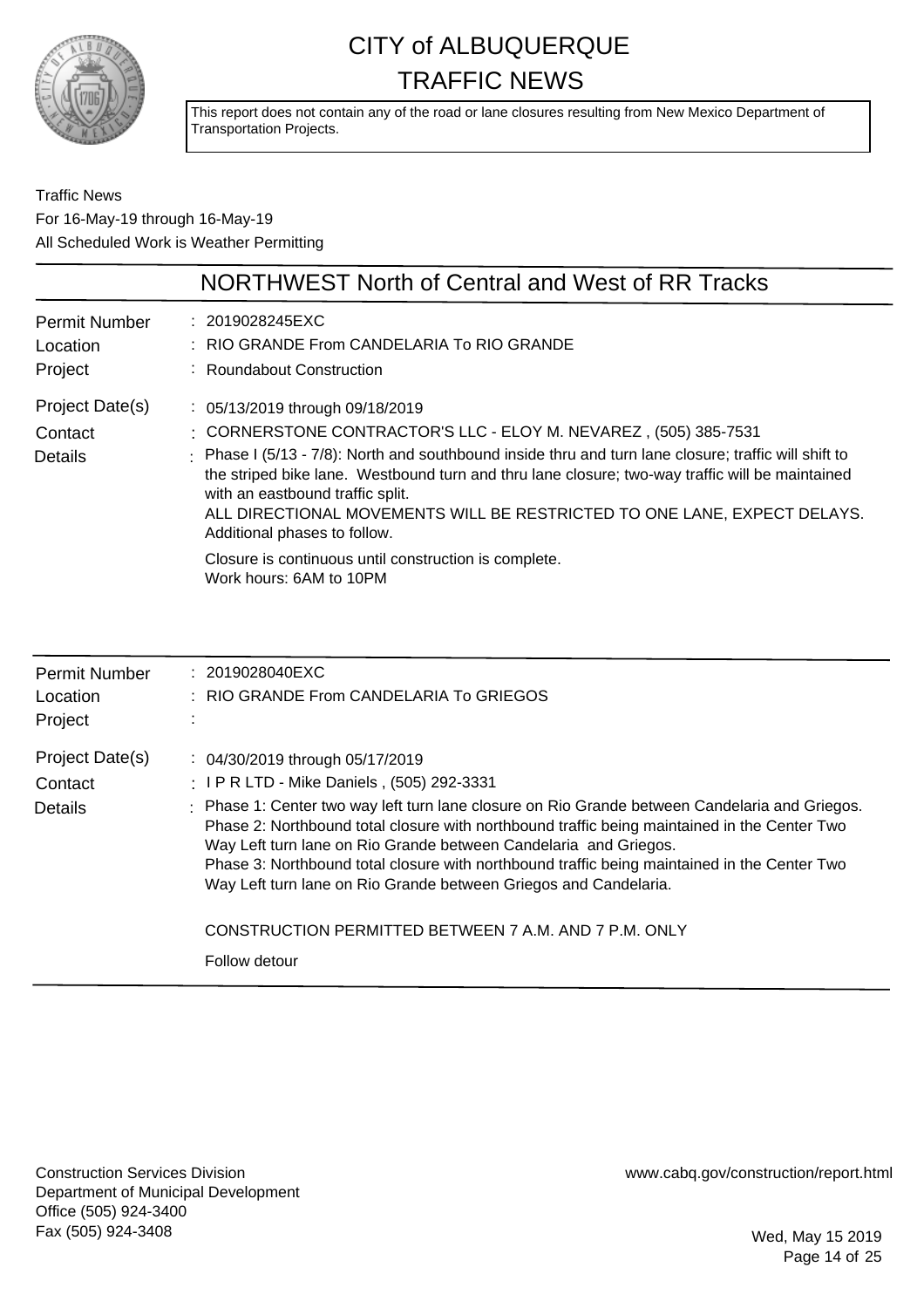# CITY of ALBUQUERQUE TRAFFIC NEWS

This report does not contain any of the road or lane closures resulting from New Mexico Department of Transportation Projects.

Traffic News
For 16-May-19 through 16-May-19
All Scheduled Work is Weather Permitting

## NORTHWEST North of Central and West of RR Tracks

| | |
|---|---|
| Permit Number | : 2019028245EXC |
| Location | : RIO GRANDE From CANDELARIA To RIO GRANDE |
| Project | : Roundabout Construction |
| Project Date(s) | : 05/13/2019 through 09/18/2019 |
| Contact | : CORNERSTONE CONTRACTOR'S LLC - ELOY M. NEVAREZ , (505) 385-7531 |
| Details | : Phase I (5/13 - 7/8): North and southbound inside thru and turn lane closure; traffic will shift to the striped bike lane. Westbound turn and thru lane closure; two-way traffic will be maintained with an eastbound traffic split.<br>ALL DIRECTIONAL MOVEMENTS WILL BE RESTRICTED TO ONE LANE, EXPECT DELAYS. Additional phases to follow.<br>Closure is continuous until construction is complete.<br>Work hours: 6AM to 10PM |

| | |
|---|---|
| Permit Number | : 2019028040EXC |
| Location | : RIO GRANDE From CANDELARIA To GRIEGOS |
| Project | : |
| Project Date(s) | : 04/30/2019 through 05/17/2019 |
| Contact | : I P R LTD - Mike Daniels , (505) 292-3331 |
| Details | : Phase 1: Center two way left turn lane closure on Rio Grande between Candelaria and Griegos.<br>Phase 2: Northbound total closure with northbound traffic being maintained in the Center Two Way Left turn lane on Rio Grande between Candelaria and Griegos.<br>Phase 3: Northbound total closure with northbound traffic being maintained in the Center Two Way Left turn lane on Rio Grande between Griegos and Candelaria.<br>CONSTRUCTION PERMITTED BETWEEN 7 A.M. AND 7 P.M. ONLY<br>Follow detour |

Construction Services Division
Department of Municipal Development
Office (505) 924-3400
Fax (505) 924-3408

www.cabq.gov/construction/report.html

Wed, May 15 2019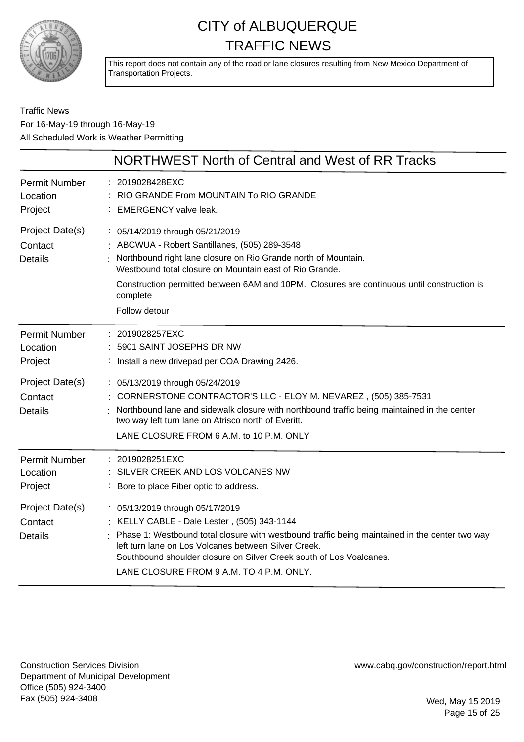# CITY of ALBUQUERQUE TRAFFIC NEWS

This report does not contain any of the road or lane closures resulting from New Mexico Department of Transportation Projects.

Traffic News
For 16-May-19 through 16-May-19
All Scheduled Work is Weather Permitting

## NORTHWEST North of Central and West of RR Tracks

**Permit Number** : 2019028428EXC
**Location** : RIO GRANDE From MOUNTAIN To RIO GRANDE
**Project** : EMERGENCY valve leak.
**Project Date(s)** : 05/14/2019 through 05/21/2019
**Contact** : ABCWUA - Robert Santillanes, (505) 289-3548
**Details** : Northbound right lane closure on Rio Grande north of Mountain.
Westbound total closure on Mountain east of Rio Grande.

Construction permitted between 6AM and 10PM. Closures are continuous until construction is complete

Follow detour

---

**Permit Number** : 2019028257EXC
**Location** : 5901 SAINT JOSEPHS DR NW
**Project** : Install a new drivepad per COA Drawing 2426.
**Project Date(s)** : 05/13/2019 through 05/24/2019
**Contact** : CORNERSTONE CONTRACTOR'S LLC - ELOY M. NEVAREZ , (505) 385-7531
**Details** : Northbound lane and sidewalk closure with northbound traffic being maintained in the center two way left turn lane on Atrisco north of Everitt.

LANE CLOSURE FROM 6 A.M. to 10 P.M. ONLY

---

**Permit Number** : 2019028251EXC
**Location** : SILVER CREEK AND LOS VOLCANES NW
**Project** : Bore to place Fiber optic to address.
**Project Date(s)** : 05/13/2019 through 05/17/2019
**Contact** : KELLY CABLE - Dale Lester , (505) 343-1144
**Details** : Phase 1: Westbound total closure with westbound traffic being maintained in the center two way left turn lane on Los Volcanes between Silver Creek.
Southbound shoulder closure on Silver Creek south of Los Voalcanes.

LANE CLOSURE FROM 9 A.M. TO 4 P.M. ONLY.

---

Construction Services Division
Department of Municipal Development
Office (505) 924-3400
Fax (505) 924-3408

www.cabq.gov/construction/report.html

Wed, May 15 2019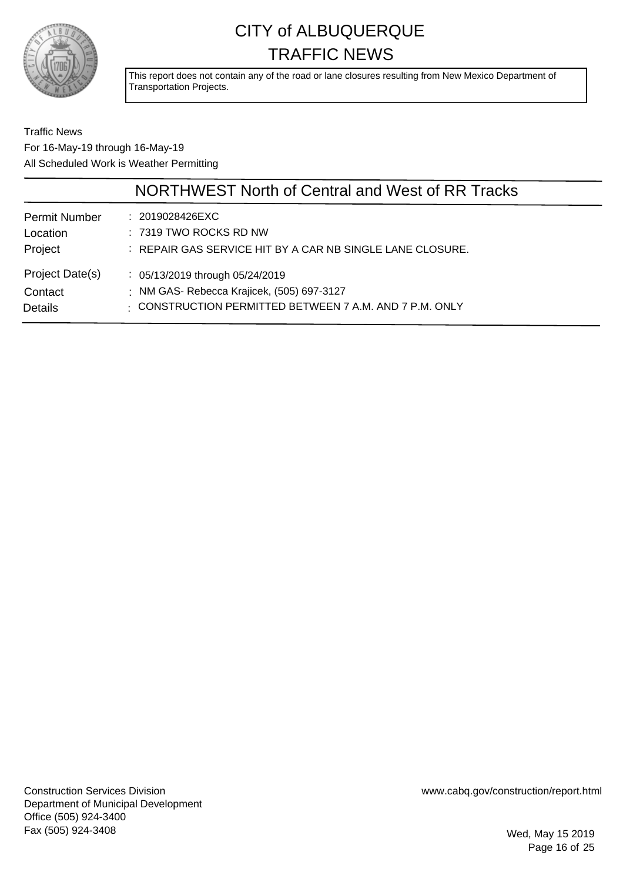# CITY of ALBUQUERQUE
# TRAFFIC NEWS

This report does not contain any of the road or lane closures resulting from New Mexico Department of Transportation Projects.

Traffic News
For 16-May-19 through 16-May-19
All Scheduled Work is Weather Permitting

## NORTHWEST North of Central and West of RR Tracks

| | |
|---|---|
| Permit Number | : 2019028426EXC |
| Location | : 7319 TWO ROCKS RD NW |
| Project | : REPAIR GAS SERVICE HIT BY A CAR NB SINGLE LANE CLOSURE. |
| Project Date(s) | : 05/13/2019 through 05/24/2019 |
| Contact | : NM GAS- Rebecca Krajicek, (505) 697-3127 |
| Details | : CONSTRUCTION PERMITTED BETWEEN 7 A.M. AND 7 P.M. ONLY |

Construction Services Division
Department of Municipal Development
Office (505) 924-3400
Fax (505) 924-3408

www.cabq.gov/construction/report.html

Wed, May 15 2019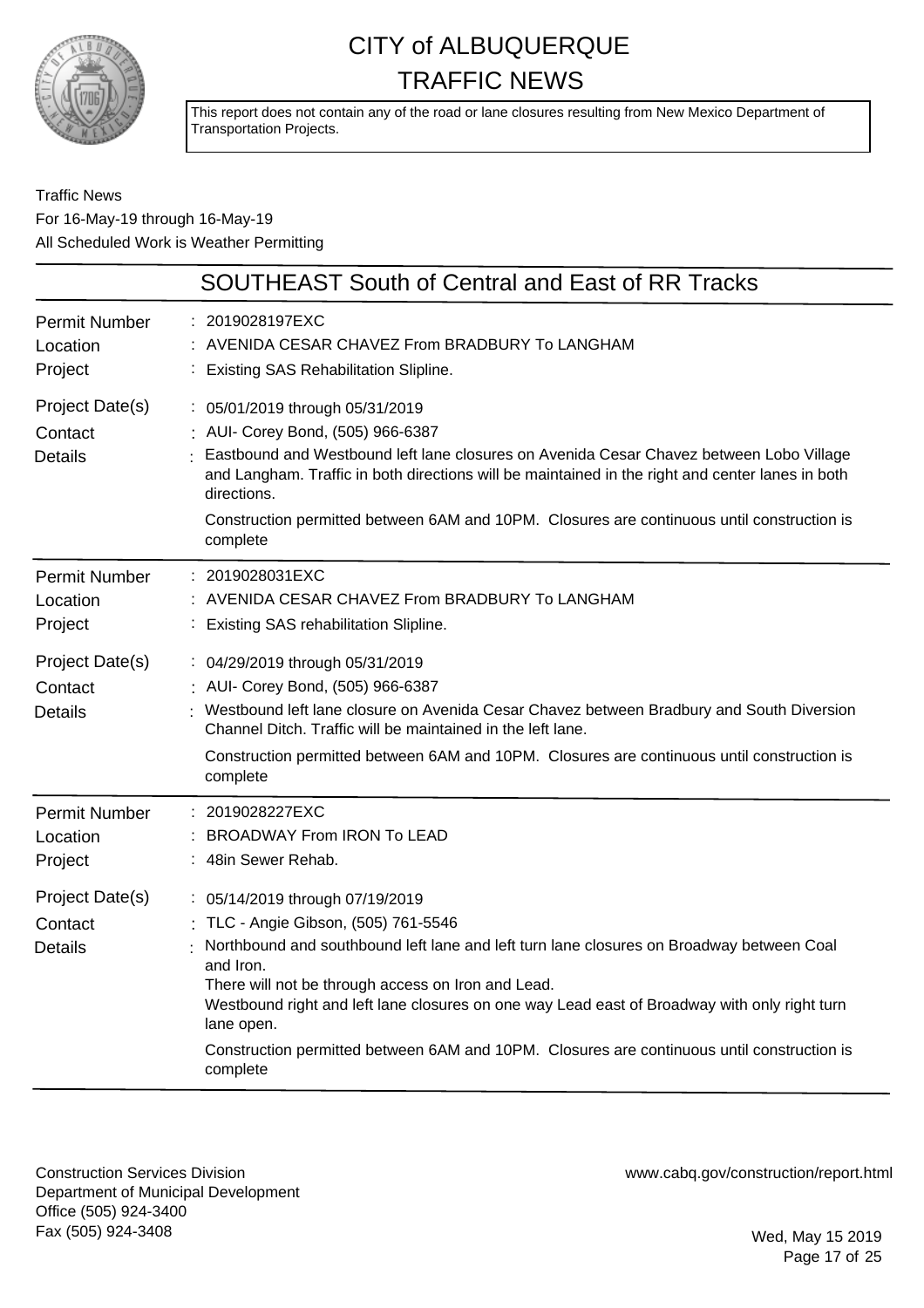# CITY of ALBUQUERQUE TRAFFIC NEWS

This report does not contain any of the road or lane closures resulting from New Mexico Department of Transportation Projects.

Traffic News
For 16-May-19 through 16-May-19
All Scheduled Work is Weather Permitting

## SOUTHEAST South of Central and East of RR Tracks

| | |
|---|---|
| Permit Number | : 2019028197EXC |
| Location | : AVENIDA CESAR CHAVEZ From BRADBURY To LANGHAM |
| Project | : Existing SAS Rehabilitation Slipline. |
| Project Date(s) | : 05/01/2019 through 05/31/2019 |
| Contact | : AUI- Corey Bond, (505) 966-6387 |
| Details | : Eastbound and Westbound left lane closures on Avenida Cesar Chavez between Lobo Village and Langham. Traffic in both directions will be maintained in the right and center lanes in both directions. Construction permitted between 6AM and 10PM. Closures are continuous until construction is complete |

| | |
|---|---|
| Permit Number | : 2019028031EXC |
| Location | : AVENIDA CESAR CHAVEZ From BRADBURY To LANGHAM |
| Project | : Existing SAS rehabilitation Slipline. |
| Project Date(s) | : 04/29/2019 through 05/31/2019 |
| Contact | : AUI- Corey Bond, (505) 966-6387 |
| Details | : Westbound left lane closure on Avenida Cesar Chavez between Bradbury and South Diversion Channel Ditch. Traffic will be maintained in the left lane. Construction permitted between 6AM and 10PM. Closures are continuous until construction is complete |

| | |
|---|---|
| Permit Number | : 2019028227EXC |
| Location | : BROADWAY From IRON To LEAD |
| Project | : 48in Sewer Rehab. |
| Project Date(s) | : 05/14/2019 through 07/19/2019 |
| Contact | : TLC - Angie Gibson, (505) 761-5546 |
| Details | : Northbound and southbound left lane and left turn lane closures on Broadway between Coal and Iron. There will not be through access on Iron and Lead. Westbound right and left lane closures on one way Lead east of Broadway with only right turn lane open. Construction permitted between 6AM and 10PM. Closures are continuous until construction is complete |

Construction Services Division
Department of Municipal Development
Office (505) 924-3400
Fax (505) 924-3408

www.cabq.gov/construction/report.html

Wed, May 15 2019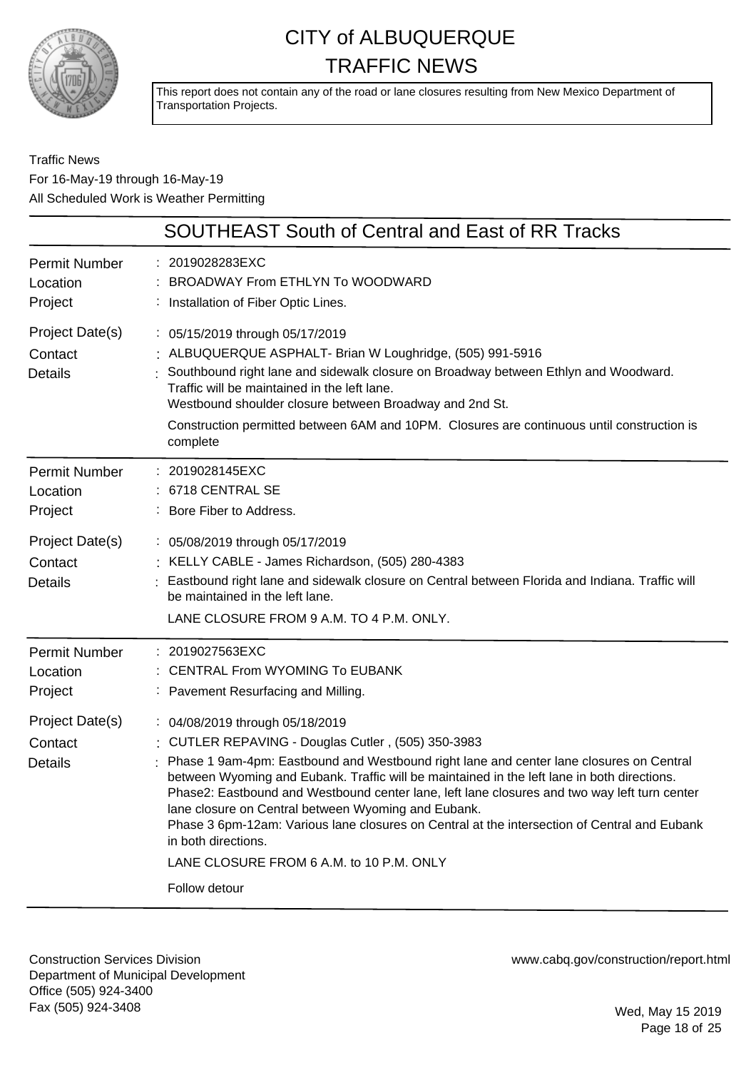# CITY of ALBUQUERQUE TRAFFIC NEWS

This report does not contain any of the road or lane closures resulting from New Mexico Department of Transportation Projects.

Traffic News
For 16-May-19 through 16-May-19
All Scheduled Work is Weather Permitting

## SOUTHEAST South of Central and East of RR Tracks

| | |
|---|---|
| Permit Number | 2019028283EXC |
| Location | BROADWAY From ETHLYN To WOODWARD |
| Project | Installation of Fiber Optic Lines. |
| Project Date(s) | 05/15/2019 through 05/17/2019 |
| Contact | ALBUQUERQUE ASPHALT- Brian W Loughridge, (505) 991-5916 |
| Details | Southbound right lane and sidewalk closure on Broadway between Ethlyn and Woodward. Traffic will be maintained in the left lane.<br>Westbound shoulder closure between Broadway and 2nd St.<br>Construction permitted between 6AM and 10PM. Closures are continuous until construction is complete |

| | |
|---|---|
| Permit Number | 2019028145EXC |
| Location | 6718 CENTRAL SE |
| Project | Bore Fiber to Address. |
| Project Date(s) | 05/08/2019 through 05/17/2019 |
| Contact | KELLY CABLE - James Richardson, (505) 280-4383 |
| Details | Eastbound right lane and sidewalk closure on Central between Florida and Indiana. Traffic will be maintained in the left lane.<br>LANE CLOSURE FROM 9 A.M. TO 4 P.M. ONLY. |

| | |
|---|---|
| Permit Number | 2019027563EXC |
| Location | CENTRAL From WYOMING To EUBANK |
| Project | Pavement Resurfacing and Milling. |
| Project Date(s) | 04/08/2019 through 05/18/2019 |
| Contact | CUTLER REPAVING - Douglas Cutler , (505) 350-3983 |
| Details | Phase 1 9am-4pm: Eastbound and Westbound right lane and center lane closures on Central between Wyoming and Eubank. Traffic will be maintained in the left lane in both directions.<br>Phase2: Eastbound and Westbound center lane, left lane closures and two way left turn center lane closure on Central between Wyoming and Eubank.<br>Phase 3 6pm-12am: Various lane closures on Central at the intersection of Central and Eubank in both directions.<br>LANE CLOSURE FROM 6 A.M. to 10 P.M. ONLY<br>Follow detour |

Construction Services Division
Department of Municipal Development
Office (505) 924-3400
Fax (505) 924-3408

www.cabq.gov/construction/report.html

Wed, May 15 2019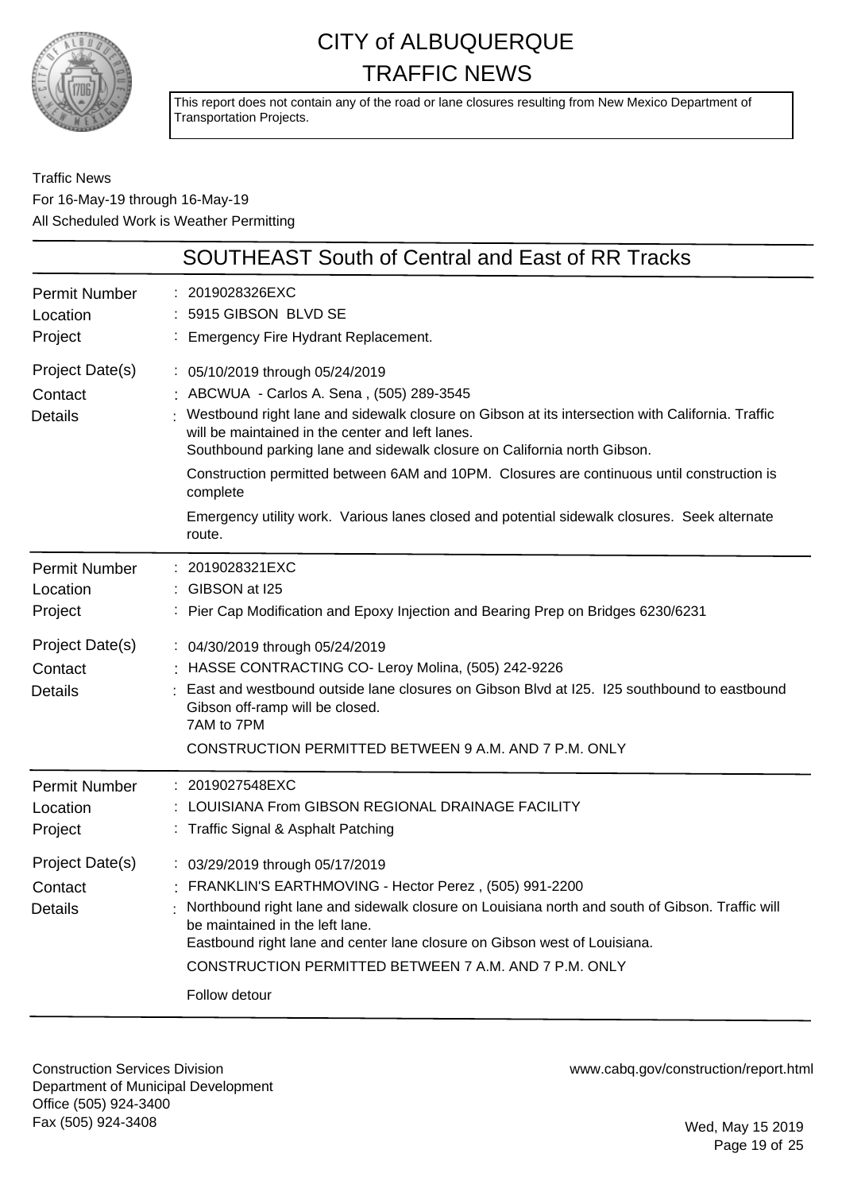# CITY of ALBUQUERQUE
# TRAFFIC NEWS

This report does not contain any of the road or lane closures resulting from New Mexico Department of Transportation Projects.

Traffic News
For 16-May-19 through 16-May-19
All Scheduled Work is Weather Permitting

## SOUTHEAST South of Central and East of RR Tracks

| | |
|---|---|
| Permit Number | 2019028326EXC |
| Location | 5915 GIBSON BLVD SE |
| Project | Emergency Fire Hydrant Replacement. |
| Project Date(s) | 05/10/2019 through 05/24/2019 |
| Contact | ABCWUA - Carlos A. Sena , (505) 289-3545 |
| Details | Westbound right lane and sidewalk closure on Gibson at its intersection with California. Traffic will be maintained in the center and left lanes.<br>Southbound parking lane and sidewalk closure on California north Gibson.<br>Construction permitted between 6AM and 10PM. Closures are continuous until construction is complete<br>Emergency utility work. Various lanes closed and potential sidewalk closures. Seek alternate route. |

| | |
|---|---|
| Permit Number | 2019028321EXC |
| Location | GIBSON at I25 |
| Project | Pier Cap Modification and Epoxy Injection and Bearing Prep on Bridges 6230/6231 |
| Project Date(s) | 04/30/2019 through 05/24/2019 |
| Contact | HASSE CONTRACTING CO- Leroy Molina, (505) 242-9226 |
| Details | East and westbound outside lane closures on Gibson Blvd at I25. I25 southbound to eastbound Gibson off-ramp will be closed.<br>7AM to 7PM<br>CONSTRUCTION PERMITTED BETWEEN 9 A.M. AND 7 P.M. ONLY |

| | |
|---|---|
| Permit Number | 2019027548EXC |
| Location | LOUISIANA From GIBSON REGIONAL DRAINAGE FACILITY |
| Project | Traffic Signal & Asphalt Patching |
| Project Date(s) | 03/29/2019 through 05/17/2019 |
| Contact | FRANKLIN'S EARTHMOVING - Hector Perez , (505) 991-2200 |
| Details | Northbound right lane and sidewalk closure on Louisiana north and south of Gibson. Traffic will be maintained in the left lane.<br>Eastbound right lane and center lane closure on Gibson west of Louisiana.<br>CONSTRUCTION PERMITTED BETWEEN 7 A.M. AND 7 P.M. ONLY<br>Follow detour |

Construction Services Division
Department of Municipal Development
Office (505) 924-3400
Fax (505) 924-3408

www.cabq.gov/construction/report.html

Wed, May 15 2019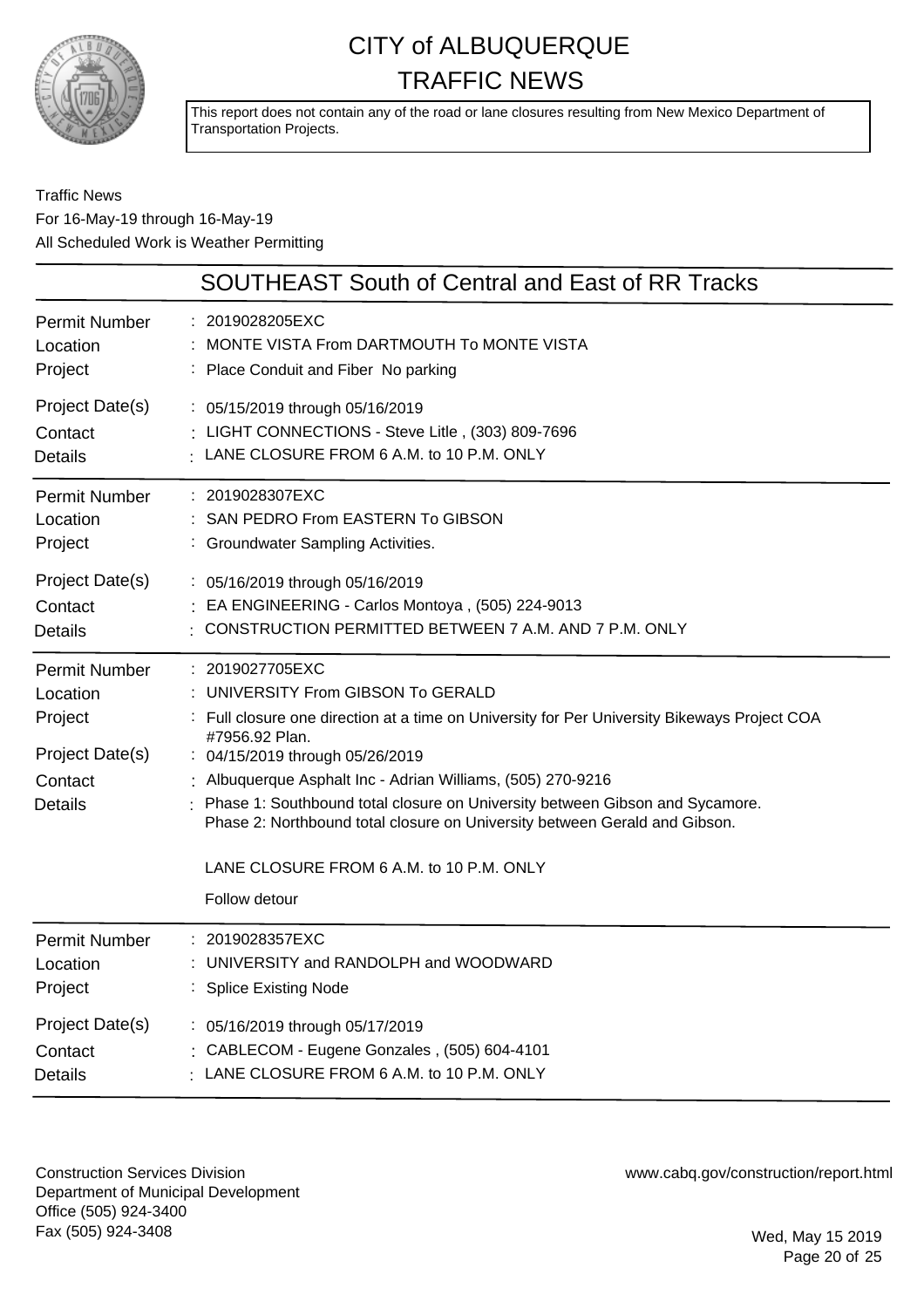# CITY of ALBUQUERQUE TRAFFIC NEWS

This report does not contain any of the road or lane closures resulting from New Mexico Department of Transportation Projects.

Traffic News
For 16-May-19 through 16-May-19
All Scheduled Work is Weather Permitting

## SOUTHEAST South of Central and East of RR Tracks

| | |
|---|---|
| Permit Number | : 2019028205EXC |
| Location | : MONTE VISTA From DARTMOUTH To MONTE VISTA |
| Project | : Place Conduit and Fiber No parking |
| Project Date(s) | : 05/15/2019 through 05/16/2019 |
| Contact | : LIGHT CONNECTIONS - Steve Litle , (303) 809-7696 |
| Details | : LANE CLOSURE FROM 6 A.M. to 10 P.M. ONLY |

| | |
|---|---|
| Permit Number | : 2019028307EXC |
| Location | : SAN PEDRO From EASTERN To GIBSON |
| Project | : Groundwater Sampling Activities. |
| Project Date(s) | : 05/16/2019 through 05/16/2019 |
| Contact | : EA ENGINEERING - Carlos Montoya , (505) 224-9013 |
| Details | : CONSTRUCTION PERMITTED BETWEEN 7 A.M. AND 7 P.M. ONLY |

| | |
|---|---|
| Permit Number | : 2019027705EXC |
| Location | : UNIVERSITY From GIBSON To GERALD |
| Project | : Full closure one direction at a time on University for Per University Bikeways Project COA #7956.92 Plan. |
| Project Date(s) | : 04/15/2019 through 05/26/2019 |
| Contact | : Albuquerque Asphalt Inc - Adrian Williams, (505) 270-9216 |
| Details | : Phase 1: Southbound total closure on University between Gibson and Sycamore. Phase 2: Northbound total closure on University between Gerald and Gibson. LANE CLOSURE FROM 6 A.M. to 10 P.M. ONLY Follow detour |

| | |
|---|---|
| Permit Number | : 2019028357EXC |
| Location | : UNIVERSITY and RANDOLPH and WOODWARD |
| Project | : Splice Existing Node |
| Project Date(s) | : 05/16/2019 through 05/17/2019 |
| Contact | : CABLECOM - Eugene Gonzales , (505) 604-4101 |
| Details | : LANE CLOSURE FROM 6 A.M. to 10 P.M. ONLY |

Construction Services Division
Department of Municipal Development
Office (505) 924-3400
Fax (505) 924-3408

www.cabq.gov/construction/report.html

Wed, May 15 2019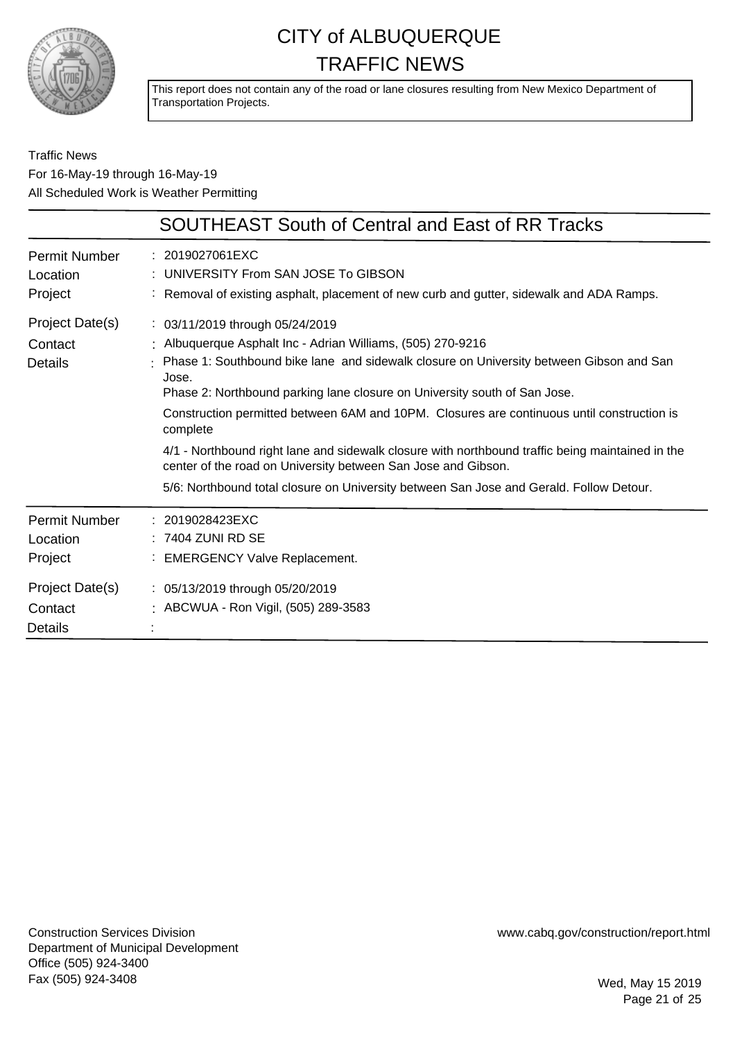# CITY of ALBUQUERQUE TRAFFIC NEWS

This report does not contain any of the road or lane closures resulting from New Mexico Department of Transportation Projects.

Traffic News
For 16-May-19 through 16-May-19
All Scheduled Work is Weather Permitting

## SOUTHEAST South of Central and East of RR Tracks

| | |
|---|---|
| Permit Number | 2019027061EXC |
| Location | UNIVERSITY From SAN JOSE To GIBSON |
| Project | Removal of existing asphalt, placement of new curb and gutter, sidewalk and ADA Ramps. |
| Project Date(s) | 03/11/2019 through 05/24/2019 |
| Contact | Albuquerque Asphalt Inc - Adrian Williams, (505) 270-9216 |
| Details | Phase 1: Southbound bike lane and sidewalk closure on University between Gibson and San Jose.<br>Phase 2: Northbound parking lane closure on University south of San Jose.<br>Construction permitted between 6AM and 10PM. Closures are continuous until construction is complete<br>4/1 - Northbound right lane and sidewalk closure with northbound traffic being maintained in the center of the road on University between San Jose and Gibson.<br>5/6: Northbound total closure on University between San Jose and Gerald. Follow Detour. |

| | |
|---|---|
| Permit Number | 2019028423EXC |
| Location | 7404 ZUNI RD SE |
| Project | EMERGENCY Valve Replacement. |
| Project Date(s) | 05/13/2019 through 05/20/2019 |
| Contact | ABCWUA - Ron Vigil, (505) 289-3583 |
| Details | |

Construction Services Division
Department of Municipal Development
Office (505) 924-3400
Fax (505) 924-3408

www.cabq.gov/construction/report.html

Wed, May 15 2019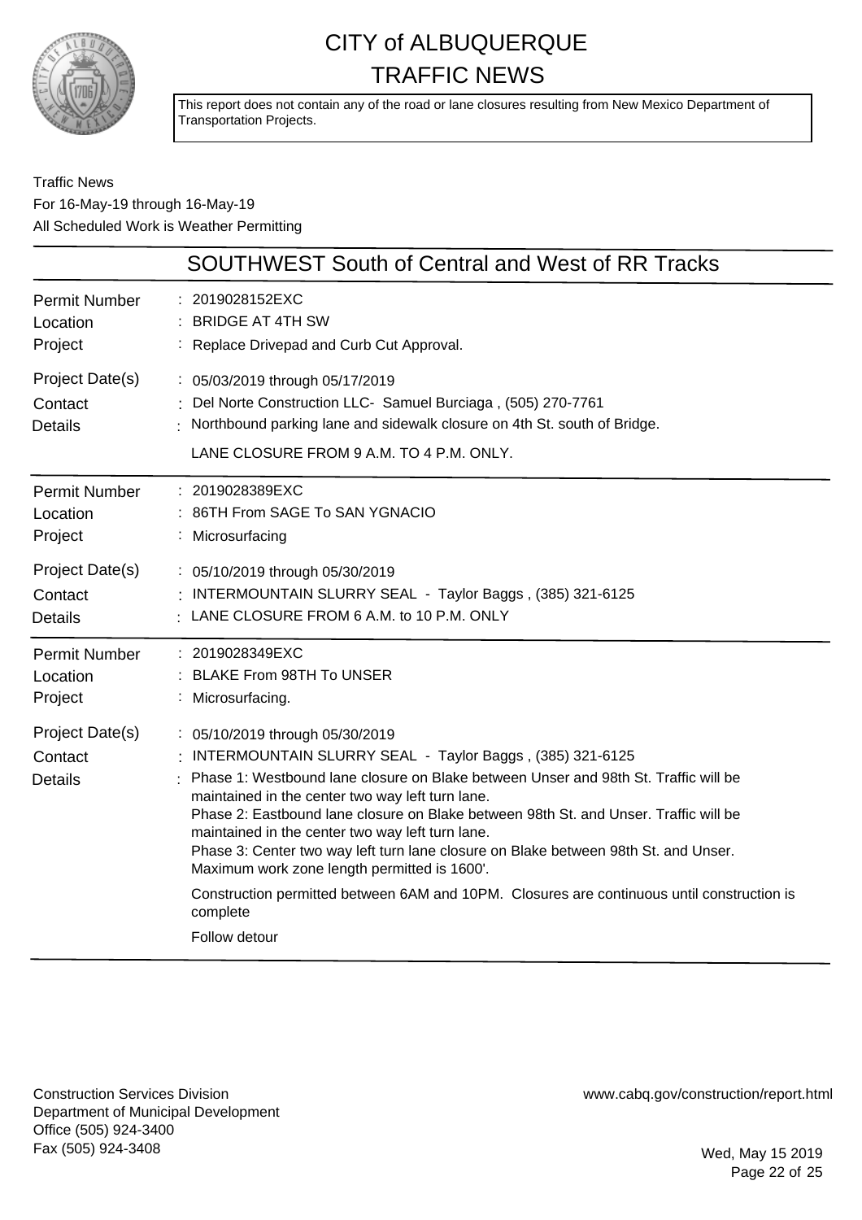# CITY of ALBUQUERQUE TRAFFIC NEWS

This report does not contain any of the road or lane closures resulting from New Mexico Department of Transportation Projects.

Traffic News
For 16-May-19 through 16-May-19
All Scheduled Work is Weather Permitting

## SOUTHWEST South of Central and West of RR Tracks

| | |
|---|---|
| Permit Number | : 2019028152EXC |
| Location | : BRIDGE AT 4TH SW |
| Project | : Replace Drivepad and Curb Cut Approval. |
| Project Date(s) | : 05/03/2019 through 05/17/2019 |
| Contact | : Del Norte Construction LLC- Samuel Burciaga , (505) 270-7761 |
| Details | : Northbound parking lane and sidewalk closure on 4th St. south of Bridge.<br>LANE CLOSURE FROM 9 A.M. TO 4 P.M. ONLY. |

| | |
|---|---|
| Permit Number | : 2019028389EXC |
| Location | : 86TH From SAGE To SAN YGNACIO |
| Project | : Microsurfacing |
| Project Date(s) | : 05/10/2019 through 05/30/2019 |
| Contact | : INTERMOUNTAIN SLURRY SEAL - Taylor Baggs , (385) 321-6125 |
| Details | : LANE CLOSURE FROM 6 A.M. to 10 P.M. ONLY |

| | |
|---|---|
| Permit Number | : 2019028349EXC |
| Location | : BLAKE From 98TH To UNSER |
| Project | : Microsurfacing. |
| Project Date(s) | : 05/10/2019 through 05/30/2019 |
| Contact | : INTERMOUNTAIN SLURRY SEAL - Taylor Baggs , (385) 321-6125 |
| Details | : Phase 1: Westbound lane closure on Blake between Unser and 98th St. Traffic will be maintained in the center two way left turn lane.<br>Phase 2: Eastbound lane closure on Blake between 98th St. and Unser. Traffic will be maintained in the center two way left turn lane.<br>Phase 3: Center two way left turn lane closure on Blake between 98th St. and Unser. Maximum work zone length permitted is 1600'.<br>Construction permitted between 6AM and 10PM. Closures are continuous until construction is complete<br>Follow detour |

Construction Services Division
Department of Municipal Development
Office (505) 924-3400
Fax (505) 924-3408

www.cabq.gov/construction/report.html

Wed, May 15 2019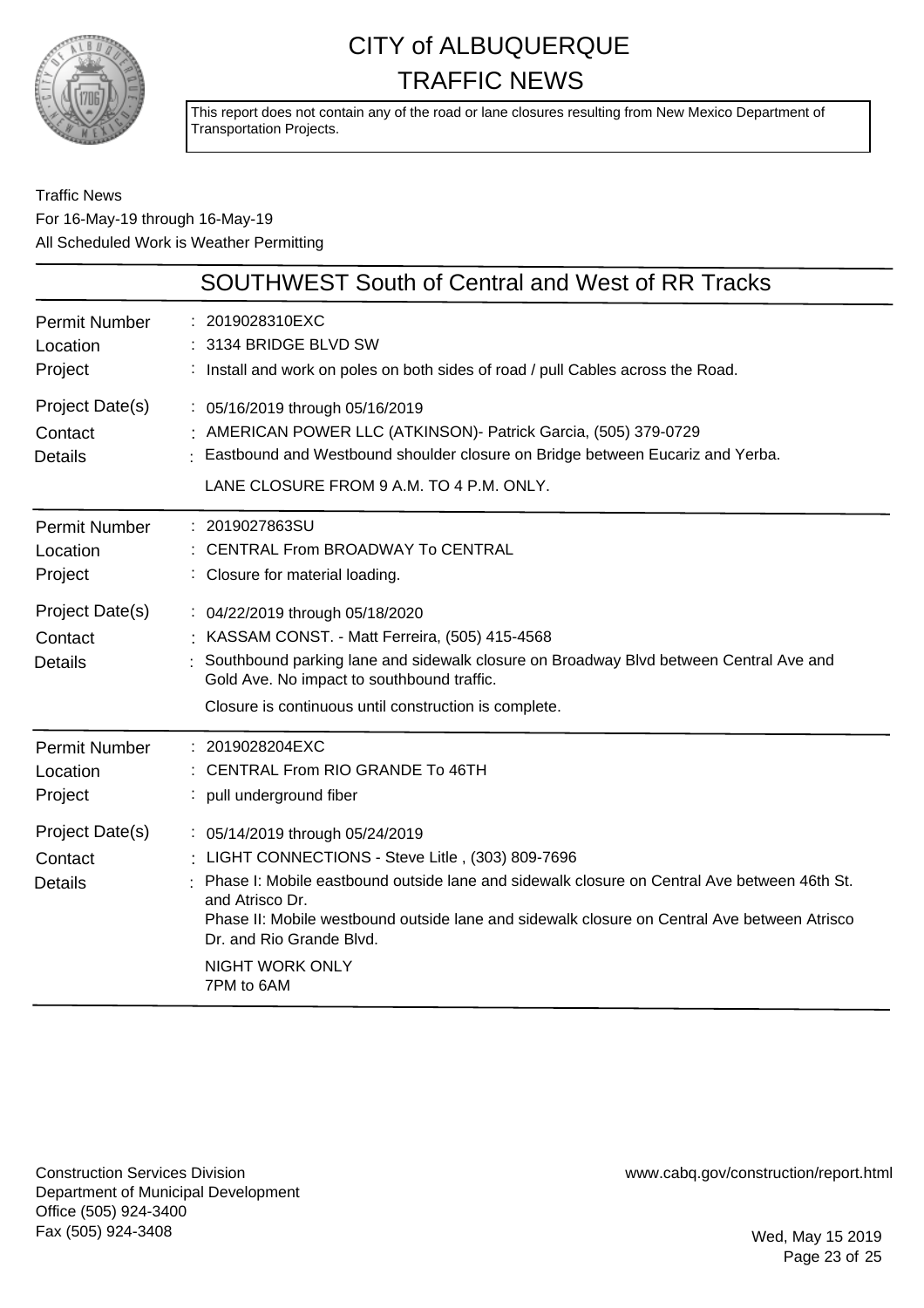# CITY of ALBUQUERQUE TRAFFIC NEWS

This report does not contain any of the road or lane closures resulting from New Mexico Department of Transportation Projects.

Traffic News
For 16-May-19 through 16-May-19
All Scheduled Work is Weather Permitting

## SOUTHWEST South of Central and West of RR Tracks

| | |
|---|---|
| Permit Number | 2019028310EXC |
| Location | 3134 BRIDGE BLVD SW |
| Project | Install and work on poles on both sides of road / pull Cables across the Road. |
| Project Date(s) | 05/16/2019 through 05/16/2019 |
| Contact | AMERICAN POWER LLC (ATKINSON)- Patrick Garcia, (505) 379-0729 |
| Details | Eastbound and Westbound shoulder closure on Bridge between Eucariz and Yerba. LANE CLOSURE FROM 9 A.M. TO 4 P.M. ONLY. |

| | |
|---|---|
| Permit Number | 2019027863SU |
| Location | CENTRAL From BROADWAY To CENTRAL |
| Project | Closure for material loading. |
| Project Date(s) | 04/22/2019 through 05/18/2020 |
| Contact | KASSAM CONST. - Matt Ferreira, (505) 415-4568 |
| Details | Southbound parking lane and sidewalk closure on Broadway Blvd between Central Ave and Gold Ave. No impact to southbound traffic. Closure is continuous until construction is complete. |

| | |
|---|---|
| Permit Number | 2019028204EXC |
| Location | CENTRAL From RIO GRANDE To 46TH |
| Project | pull underground fiber |
| Project Date(s) | 05/14/2019 through 05/24/2019 |
| Contact | LIGHT CONNECTIONS - Steve Litle , (303) 809-7696 |
| Details | Phase I: Mobile eastbound outside lane and sidewalk closure on Central Ave between 46th St. and Atrisco Dr. Phase II: Mobile westbound outside lane and sidewalk closure on Central Ave between Atrisco Dr. and Rio Grande Blvd. NIGHT WORK ONLY 7PM to 6AM |

Construction Services Division
Department of Municipal Development
Office (505) 924-3400
Fax (505) 924-3408

www.cabq.gov/construction/report.html

Wed, May 15 2019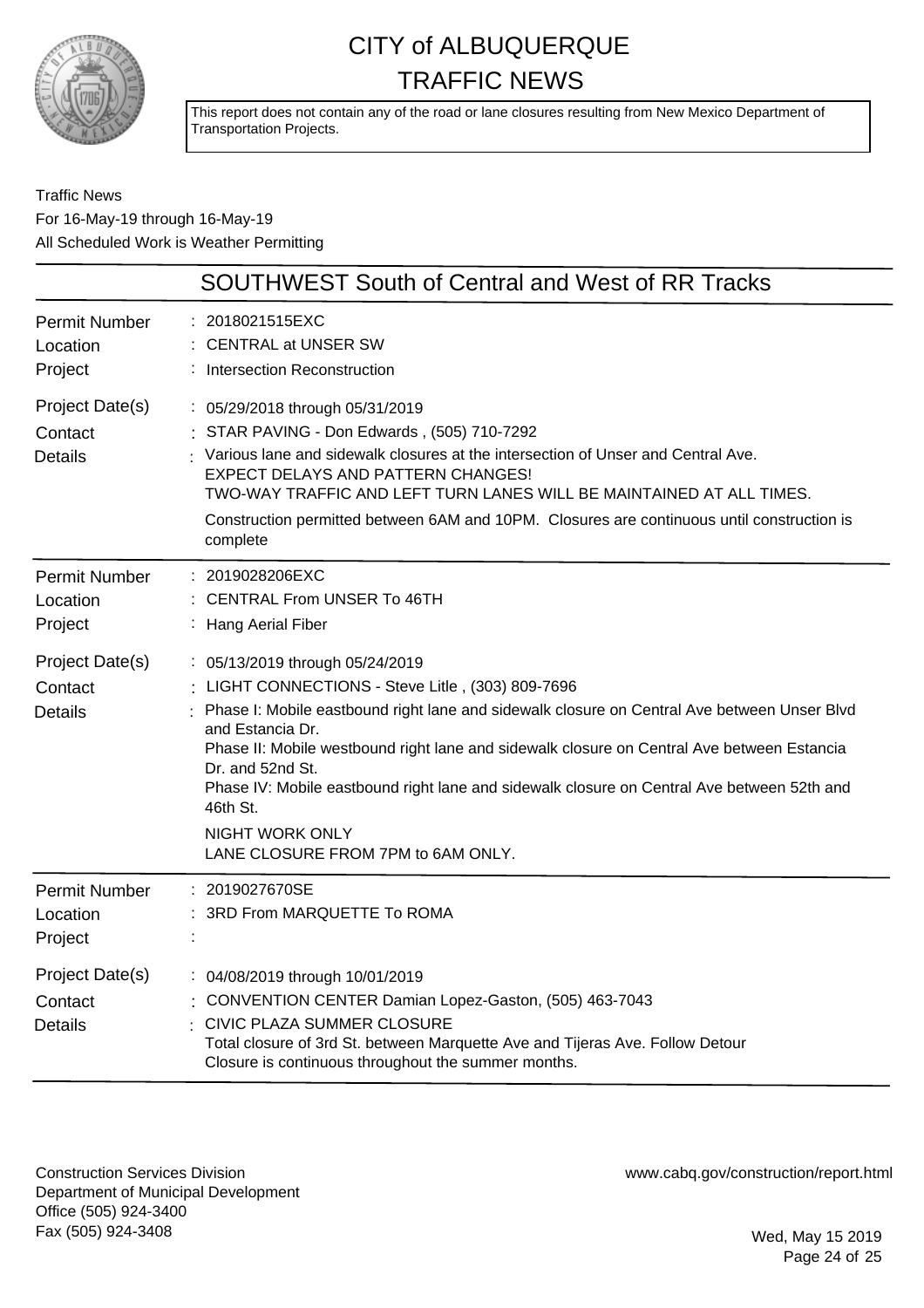# CITY of ALBUQUERQUE TRAFFIC NEWS

This report does not contain any of the road or lane closures resulting from New Mexico Department of Transportation Projects.

Traffic News
For 16-May-19 through 16-May-19
All Scheduled Work is Weather Permitting

## SOUTHWEST South of Central and West of RR Tracks

| | |
|---|---|
| Permit Number | : 2018021515EXC |
| Location | : CENTRAL at UNSER SW |
| Project | : Intersection Reconstruction |
| Project Date(s) | : 05/29/2018 through 05/31/2019 |
| Contact | : STAR PAVING - Don Edwards , (505) 710-7292 |
| Details | : Various lane and sidewalk closures at the intersection of Unser and Central Ave. EXPECT DELAYS AND PATTERN CHANGES! TWO-WAY TRAFFIC AND LEFT TURN LANES WILL BE MAINTAINED AT ALL TIMES. Construction permitted between 6AM and 10PM. Closures are continuous until construction is complete |

| | |
|---|---|
| Permit Number | : 2019028206EXC |
| Location | : CENTRAL From UNSER To 46TH |
| Project | : Hang Aerial Fiber |
| Project Date(s) | : 05/13/2019 through 05/24/2019 |
| Contact | : LIGHT CONNECTIONS - Steve Litle , (303) 809-7696 |
| Details | : Phase I: Mobile eastbound right lane and sidewalk closure on Central Ave between Unser Blvd and Estancia Dr. Phase II: Mobile westbound right lane and sidewalk closure on Central Ave between Estancia Dr. and 52nd St. Phase IV: Mobile eastbound right lane and sidewalk closure on Central Ave between 52th and 46th St. NIGHT WORK ONLY LANE CLOSURE FROM 7PM to 6AM ONLY. |

| | |
|---|---|
| Permit Number | : 2019027670SE |
| Location | : 3RD From MARQUETTE To ROMA |
| Project | : |
| Project Date(s) | : 04/08/2019 through 10/01/2019 |
| Contact | : CONVENTION CENTER Damian Lopez-Gaston, (505) 463-7043 |
| Details | : CIVIC PLAZA SUMMER CLOSURE Total closure of 3rd St. between Marquette Ave and Tijeras Ave. Follow Detour Closure is continuous throughout the summer months. |

Construction Services Division
Department of Municipal Development
Office (505) 924-3400
Fax (505) 924-3408

www.cabq.gov/construction/report.html

Wed, May 15 2019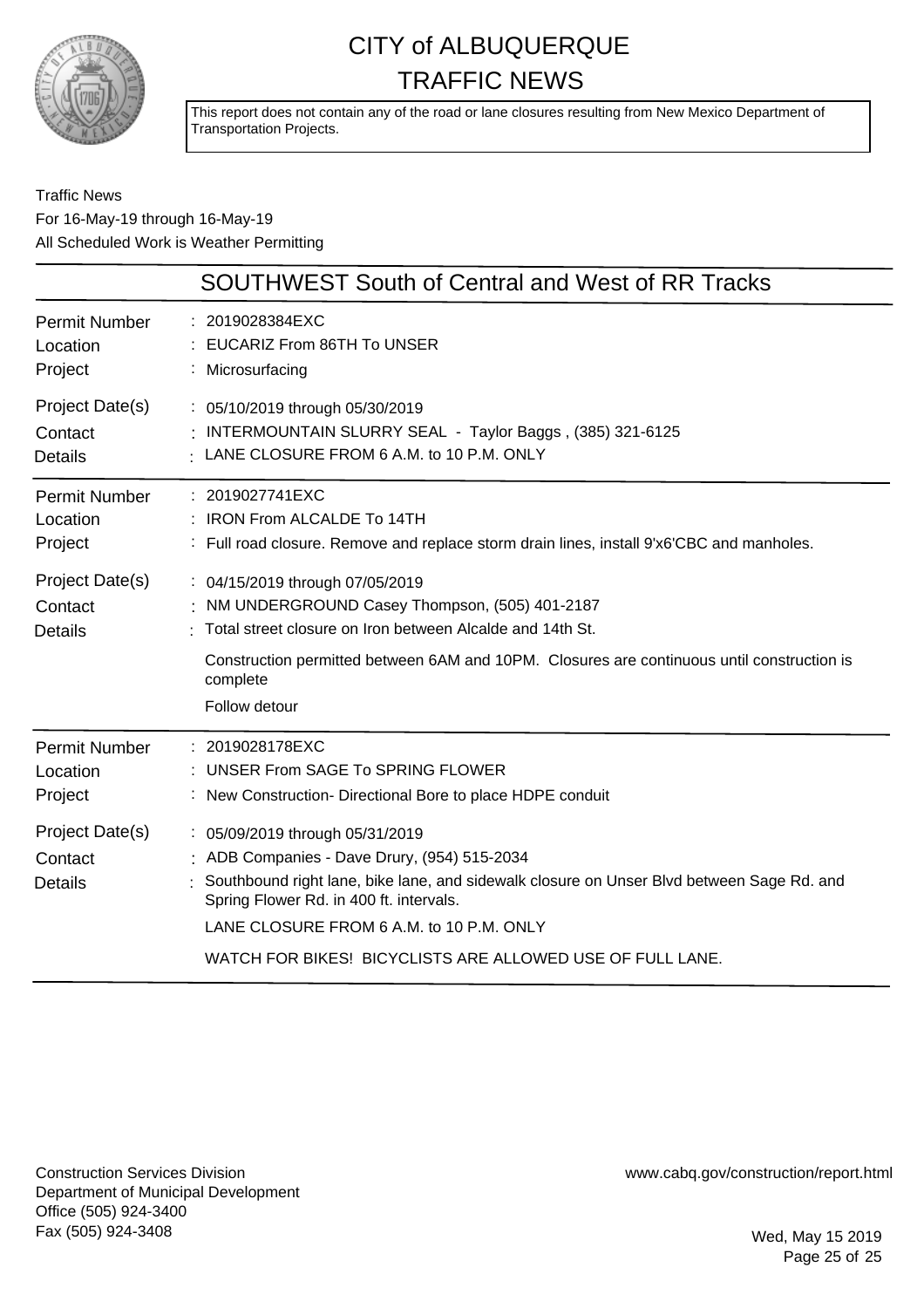# CITY of ALBUQUERQUE
## TRAFFIC NEWS

This report does not contain any of the road or lane closures resulting from New Mexico Department of Transportation Projects.

Traffic News
For 16-May-19 through 16-May-19
All Scheduled Work is Weather Permitting

## SOUTHWEST South of Central and West of RR Tracks

| | |
|---|---|
| Permit Number | : 2019028384EXC |
| Location | : EUCARIZ From 86TH To UNSER |
| Project | : Microsurfacing |
| Project Date(s) | : 05/10/2019 through 05/30/2019 |
| Contact | : INTERMOUNTAIN SLURRY SEAL - Taylor Baggs , (385) 321-6125 |
| Details | : LANE CLOSURE FROM 6 A.M. to 10 P.M. ONLY |

| | |
|---|---|
| Permit Number | : 2019027741EXC |
| Location | : IRON From ALCALDE To 14TH |
| Project | : Full road closure. Remove and replace storm drain lines, install 9'x6'CBC and manholes. |
| Project Date(s) | : 04/15/2019 through 07/05/2019 |
| Contact | : NM UNDERGROUND Casey Thompson, (505) 401-2187 |
| Details | : Total street closure on Iron between Alcalde and 14th St.<br>Construction permitted between 6AM and 10PM. Closures are continuous until construction is complete<br>Follow detour |

| | |
|---|---|
| Permit Number | : 2019028178EXC |
| Location | : UNSER From SAGE To SPRING FLOWER |
| Project | : New Construction- Directional Bore to place HDPE conduit |
| Project Date(s) | : 05/09/2019 through 05/31/2019 |
| Contact | : ADB Companies - Dave Drury, (954) 515-2034 |
| Details | : Southbound right lane, bike lane, and sidewalk closure on Unser Blvd between Sage Rd. and Spring Flower Rd. in 400 ft. intervals.<br>LANE CLOSURE FROM 6 A.M. to 10 P.M. ONLY<br>WATCH FOR BIKES! BICYCLISTS ARE ALLOWED USE OF FULL LANE. |

Construction Services Division
Department of Municipal Development
Office (505) 924-3400
Fax (505) 924-3408

www.cabq.gov/construction/report.html

Wed, May 15 2019